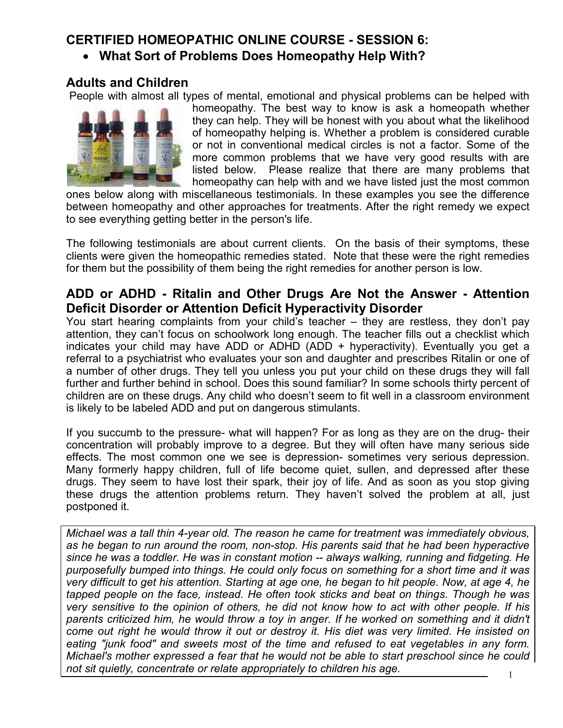## CERTIFIED HOMEOPATHIC ONLINE COURSE - SESSION 6:

- **What Sort of Problems Does Homeopathy Help With?**

## Adults and Children

People with almost all types of mental, emotional and physical problems can be helped with homeopathy. The best way to know is ask a homeopath whether they can help. They will be honest with you about what the likelihood of homeopathy helping is. Whether a problem is considered curable or not in conventional medical circles is not a factor. Some of the more common problems that we have very good results with are listed below. Please realize that there are many problems that homeopathy can help with and we have listed just the most common ones below along with miscellaneous testimonials. In these examples you see the difference between homeopathy and other approaches for treatments. After the right remedy we expect to see everything getting better in the person's life.

The following testimonials are about current clients. On the basis of their symptoms, these clients were given the homeopathic remedies stated. Note that these were the right remedies for them but the possibility of them being the right remedies for another person is low.

## ADD or ADHD - Ritalin and Other Drugs Are Not the Answer - Attention Deficit Disorder or Attention Deficit Hyperactivity Disorder

You start hearing complaints from your child's teacher – they are restless, they don't pay attention, they can't focus on schoolwork long enough. The teacher fills out a checklist which indicates your child may have ADD or ADHD (ADD + hyperactivity). Eventually you get a referral to a psychiatrist who evaluates your son and daughter and prescribes Ritalin or one of a number of other drugs. They tell you unless you put your child on these drugs they will fall further and further behind in school. Does this sound familiar? In some schools thirty percent of children are on these drugs. Any child who doesn't seem to fit well in a classroom environment is likely to be labeled ADD and put on dangerous stimulants.

If you succumb to the pressure- what will happen? For as long as they are on the drug- their concentration will probably improve to a degree. But they will often have many serious side effects. The most common one we see is depression- sometimes very serious depression. Many formerly happy children, full of life become quiet, sullen, and depressed after these drugs. They seem to have lost their spark, their joy of life. And as soon as you stop giving these drugs the attention problems return. They haven't solved the problem at all, just postponed it.

*Michael was a tall thin 4-year old. The reason he came for treatment was immediately obvious, as he began to run around the room, non-stop. His parents said that he had been hyperactive since he was a toddler. He was in constant motion -- always walking, running and fidgeting. He purposefully bumped into things. He could only focus on something for a short time and it was very difficult to get his attention. Starting at age one, he began to hit people. Now, at age 4, he tapped people on the face, instead. He often took sticks and beat on things. Though he was very sensitive to the opinion of others, he did not know how to act with other people. If his parents criticized him, he would throw a toy in anger. If he worked on something and it didn't come out right he would throw it out or destroy it. His diet was very limited. He insisted on eating "junk food" and sweets most of the time and refused to eat vegetables in any form. Michael's mother expressed a fear that he would not be able to start preschool since he could not sit quietly, concentrate or relate appropriately to children his age.*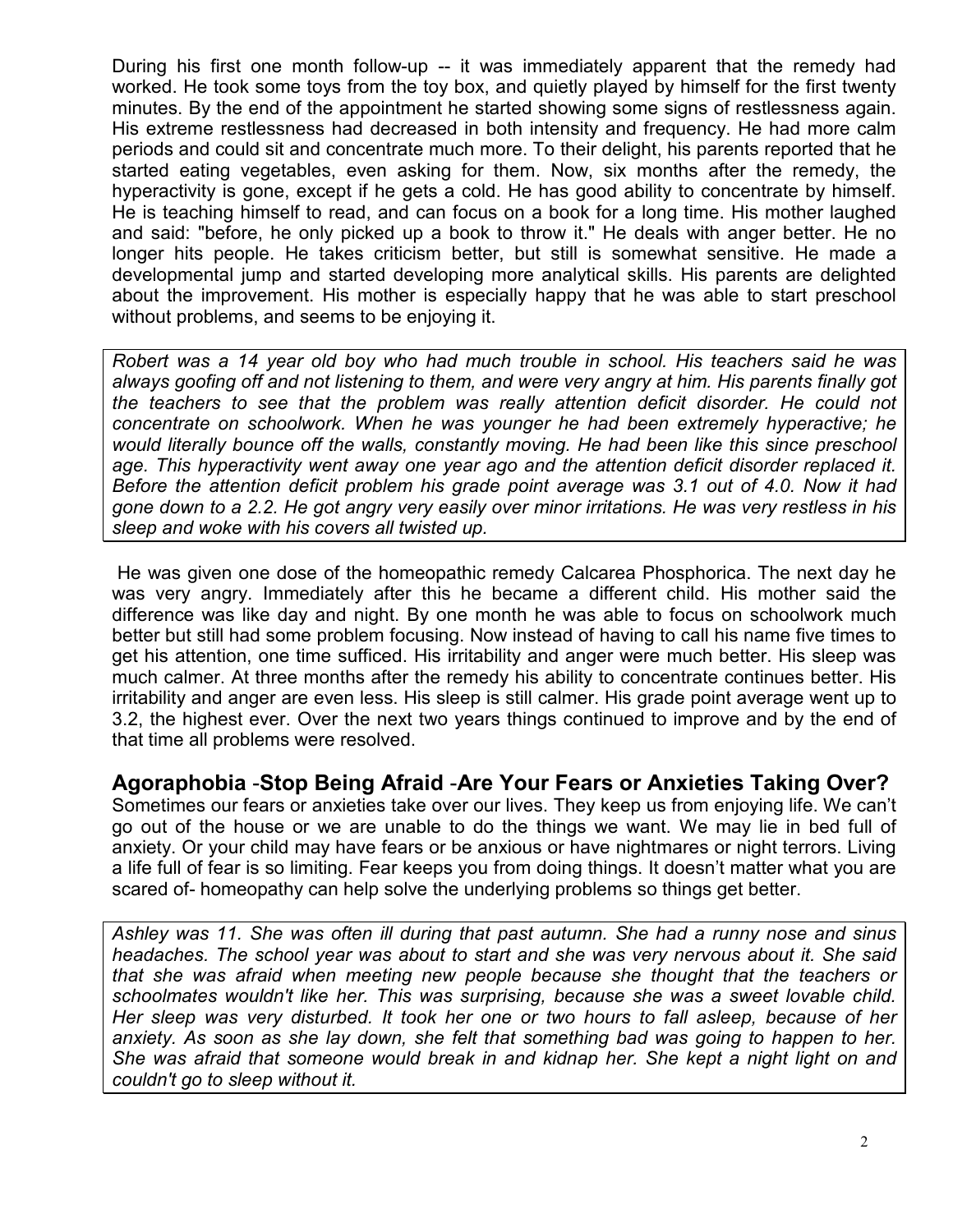During his first one month follow-up -- it was immediately apparent that the remedy had worked. He took some toys from the toy box, and quietly played by himself for the first twenty minutes. By the end of the appointment he started showing some signs of restlessness again. His extreme restlessness had decreased in both intensity and frequency. He had more calm periods and could sit and concentrate much more. To their delight, his parents reported that he started eating vegetables, even asking for them. Now, six months after the remedy, the hyperactivity is gone, except if he gets a cold. He has good ability to concentrate by himself. He is teaching himself to read, and can focus on a book for a long time. His mother laughed and said: "before, he only picked up a book to throw it." He deals with anger better. He no longer hits people. He takes criticism better, but still is somewhat sensitive. He made a developmental jump and started developing more analytical skills. His parents are delighted about the improvement. His mother is especially happy that he was able to start preschool without problems, and seems to be enjoying it.

*Robert was a 14 year old boy who had much trouble in school. His teachers said he was always goofing off and not listening to them, and were very angry at him. His parents finally got the teachers to see that the problem was really attention deficit disorder. He could not concentrate on schoolwork. When he was younger he had been extremely hyperactive; he would literally bounce off the walls, constantly moving. He had been like this since preschool age. This hyperactivity went away one year ago and the attention deficit disorder replaced it. Before the attention deficit problem his grade point average was 3.1 out of 4.0. Now it had gone down to a 2.2. He got angry very easily over minor irritations. He was very restless in his sleep and woke with his covers all twisted up.*

He was given one dose of the homeopathic remedy Calcarea Phosphorica. The next day he was very angry. Immediately after this he became a different child. His mother said the difference was like day and night. By one month he was able to focus on schoolwork much better but still had some problem focusing. Now instead of having to call his name five times to get his attention, one time sufficed. His irritability and anger were much better. His sleep was much calmer. At three months after the remedy his ability to concentrate continues better. His irritability and anger are even less. His sleep is still calmer. His grade point average went up to 3.2, the highest ever. Over the next two years things continued to improve and by the end of that time all problems were resolved.

## Agoraphobia -Stop Being Afraid -Are Your Fears or Anxieties Taking Over?

Sometimes our fears or anxieties take over our lives. They keep us from enjoying life. We can't go out of the house or we are unable to do the things we want. We may lie in bed full of anxiety. Or your child may have fears or be anxious or have nightmares or night terrors. Living a life full of fear is so limiting. Fear keeps you from doing things. It doesn't matter what you are scared of- homeopathy can help solve the underlying problems so things get better.

*Ashley was 11. She was often ill during that past autumn. She had a runny nose and sinus headaches. The school year was about to start and she was very nervous about it. She said that she was afraid when meeting new people because she thought that the teachers or schoolmates wouldn't like her. This was surprising, because she was a sweet lovable child. Her sleep was very disturbed. It took her one or two hours to fall asleep, because of her anxiety. As soon as she lay down, she felt that something bad was going to happen to her. She was afraid that someone would break in and kidnap her. She kept a night light on and couldn't go to sleep without it.*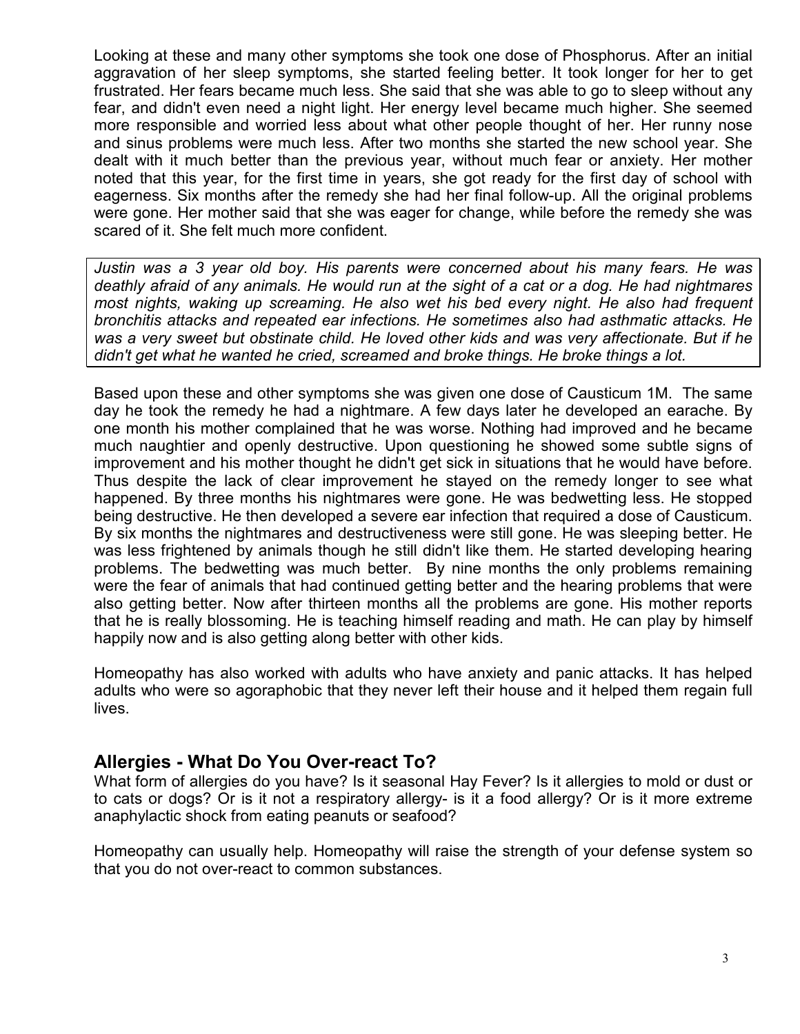Looking at these and many other symptoms she took one dose of Phosphorus. After an initial aggravation of her sleep symptoms, she started feeling better. It took longer for her to get frustrated. Her fears became much less. She said that she was able to go to sleep without any fear, and didn't even need a night light. Her energy level became much higher. She seemed more responsible and worried less about what other people thought of her. Her runny nose and sinus problems were much less. After two months she started the new school year. She dealt with it much better than the previous year, without much fear or anxiety. Her mother noted that this year, for the first time in years, she got ready for the first day of school with eagerness. Six months after the remedy she had her final follow-up. All the original problems were gone. Her mother said that she was eager for change, while before the remedy she was scared of it. She felt much more confident.

*Justin was a 3 year old boy. His parents were concerned about his many fears. He was deathly afraid of any animals. He would run at the sight of a cat or a dog. He had nightmares most nights, waking up screaming. He also wet his bed every night. He also had frequent bronchitis attacks and repeated ear infections. He sometimes also had asthmatic attacks. He was a very sweet but obstinate child. He loved other kids and was very affectionate. But if he didn't get what he wanted he cried, screamed and broke things. He broke things a lot.*

Based upon these and other symptoms she was given one dose of Causticum 1M. The same day he took the remedy he had a nightmare. A few days later he developed an earache. By one month his mother complained that he was worse. Nothing had improved and he became much naughtier and openly destructive. Upon questioning he showed some subtle signs of improvement and his mother thought he didn't get sick in situations that he would have before. Thus despite the lack of clear improvement he stayed on the remedy longer to see what happened. By three months his nightmares were gone. He was bedwetting less. He stopped being destructive. He then developed a severe ear infection that required a dose of Causticum. By six months the nightmares and destructiveness were still gone. He was sleeping better. He was less frightened by animals though he still didn't like them. He started developing hearing problems. The bedwetting was much better. By nine months the only problems remaining were the fear of animals that had continued getting better and the hearing problems that were also getting better. Now after thirteen months all the problems are gone. His mother reports that he is really blossoming. He is teaching himself reading and math. He can play by himself happily now and is also getting along better with other kids.

Homeopathy has also worked with adults who have anxiety and panic attacks. It has helped adults who were so agoraphobic that they never left their house and it helped them regain full lives.

## Allergies - What Do You Over-react To?

What form of allergies do you have? Is it seasonal Hay Fever? Is it allergies to mold or dust or to cats or dogs? Or is it not a respiratory allergy- is it a food allergy? Or is it more extreme anaphylactic shock from eating peanuts or seafood?

Homeopathy can usually help. Homeopathy will raise the strength of your defense system so that you do not over-react to common substances.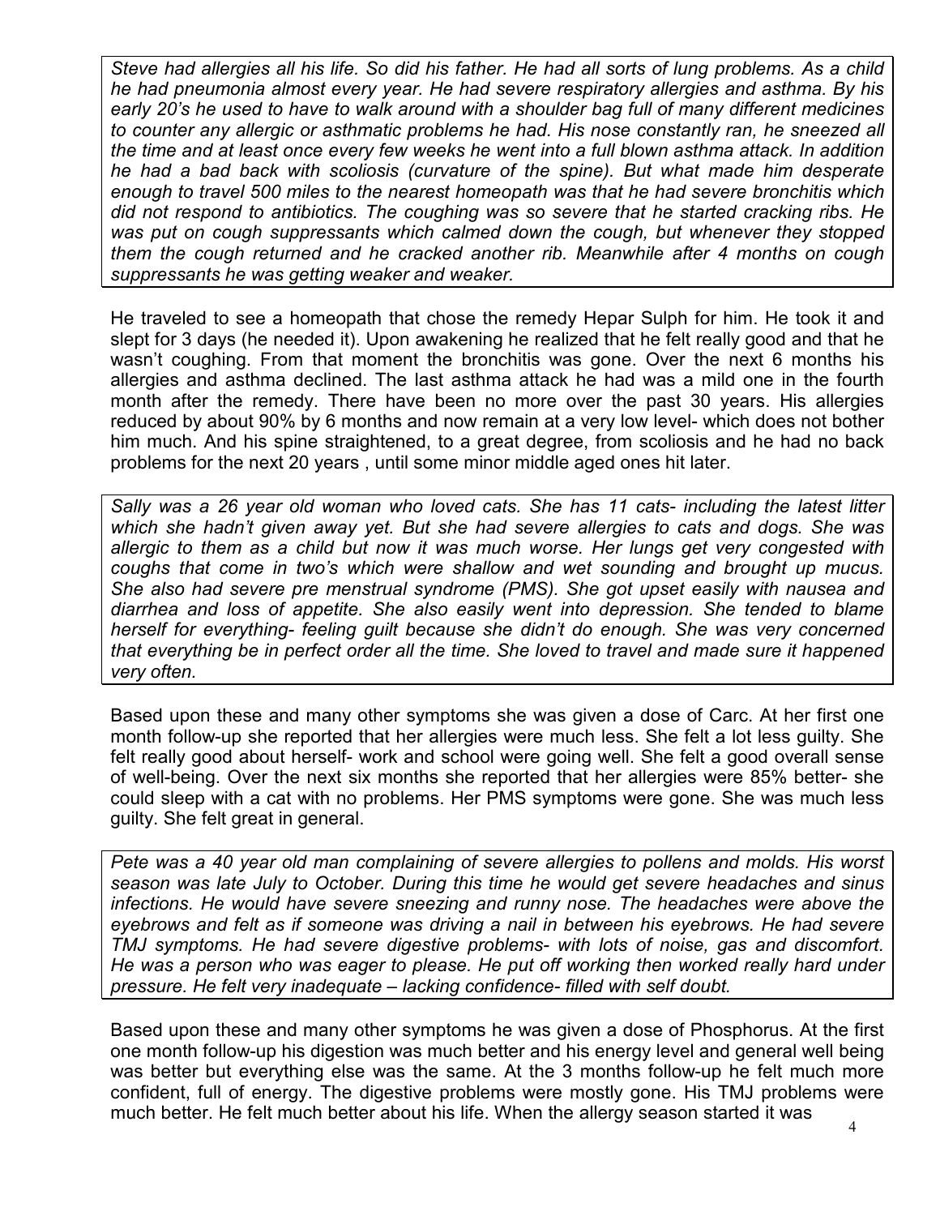*Steve had allergies all his life. So did his father. He had all sorts of lung problems. As a child he had pneumonia almost every year. He had severe respiratory allergies and asthma. By his early 20's he used to have to walk around with a shoulder bag full of many different medicines to counter any allergic or asthmatic problems he had. His nose constantly ran, he sneezed all the time and at least once every few weeks he went into a full blown asthma attack. In addition he had a bad back with scoliosis (curvature of the spine). But what made him desperate enough to travel 500 miles to the nearest homeopath was that he had severe bronchitis which did not respond to antibiotics. The coughing was so severe that he started cracking ribs. He was put on cough suppressants which calmed down the cough, but whenever they stopped them the cough returned and he cracked another rib. Meanwhile after 4 months on cough suppressants he was getting weaker and weaker.*

He traveled to see a homeopath that chose the remedy Hepar Sulph for him. He took it and slept for 3 days (he needed it). Upon awakening he realized that he felt really good and that he wasn't coughing. From that moment the bronchitis was gone. Over the next 6 months his allergies and asthma declined. The last asthma attack he had was a mild one in the fourth month after the remedy. There have been no more over the past 30 years. His allergies reduced by about 90% by 6 months and now remain at a very low level- which does not bother him much. And his spine straightened, to a great degree, from scoliosis and he had no back problems for the next 20 years , until some minor middle aged ones hit later.

*Sally was a 26 year old woman who loved cats. She has 11 cats- including the latest litter which she hadn't given away yet. But she had severe allergies to cats and dogs. She was allergic to them as a child but now it was much worse. Her lungs get very congested with coughs that come in two's which were shallow and wet sounding and brought up mucus. She also had severe pre menstrual syndrome (PMS). She got upset easily with nausea and diarrhea and loss of appetite. She also easily went into depression. She tended to blame herself for everything- feeling guilt because she didn't do enough. She was very concerned that everything be in perfect order all the time. She loved to travel and made sure it happened very often.*

Based upon these and many other symptoms she was given a dose of Carc. At her first one month follow-up she reported that her allergies were much less. She felt a lot less guilty. She felt really good about herself- work and school were going well. She felt a good overall sense of well-being. Over the next six months she reported that her allergies were 85% better- she could sleep with a cat with no problems. Her PMS symptoms were gone. She was much less guilty. She felt great in general.

*Pete was a 40 year old man complaining of severe allergies to pollens and molds. His worst season was late July to October. During this time he would get severe headaches and sinus infections. He would have severe sneezing and runny nose. The headaches were above the eyebrows and felt as if someone was driving a nail in between his eyebrows. He had severe TMJ symptoms. He had severe digestive problems- with lots of noise, gas and discomfort. He was a person who was eager to please. He put off working then worked really hard under pressure. He felt very inadequate – lacking confidence- filled with self doubt.*

Based upon these and many other symptoms he was given a dose of Phosphorus. At the first one month follow-up his digestion was much better and his energy level and general well being was better but everything else was the same. At the 3 months follow-up he felt much more confident, full of energy. The digestive problems were mostly gone. His TMJ problems were much better. He felt much better about his life. When the allergy season started it was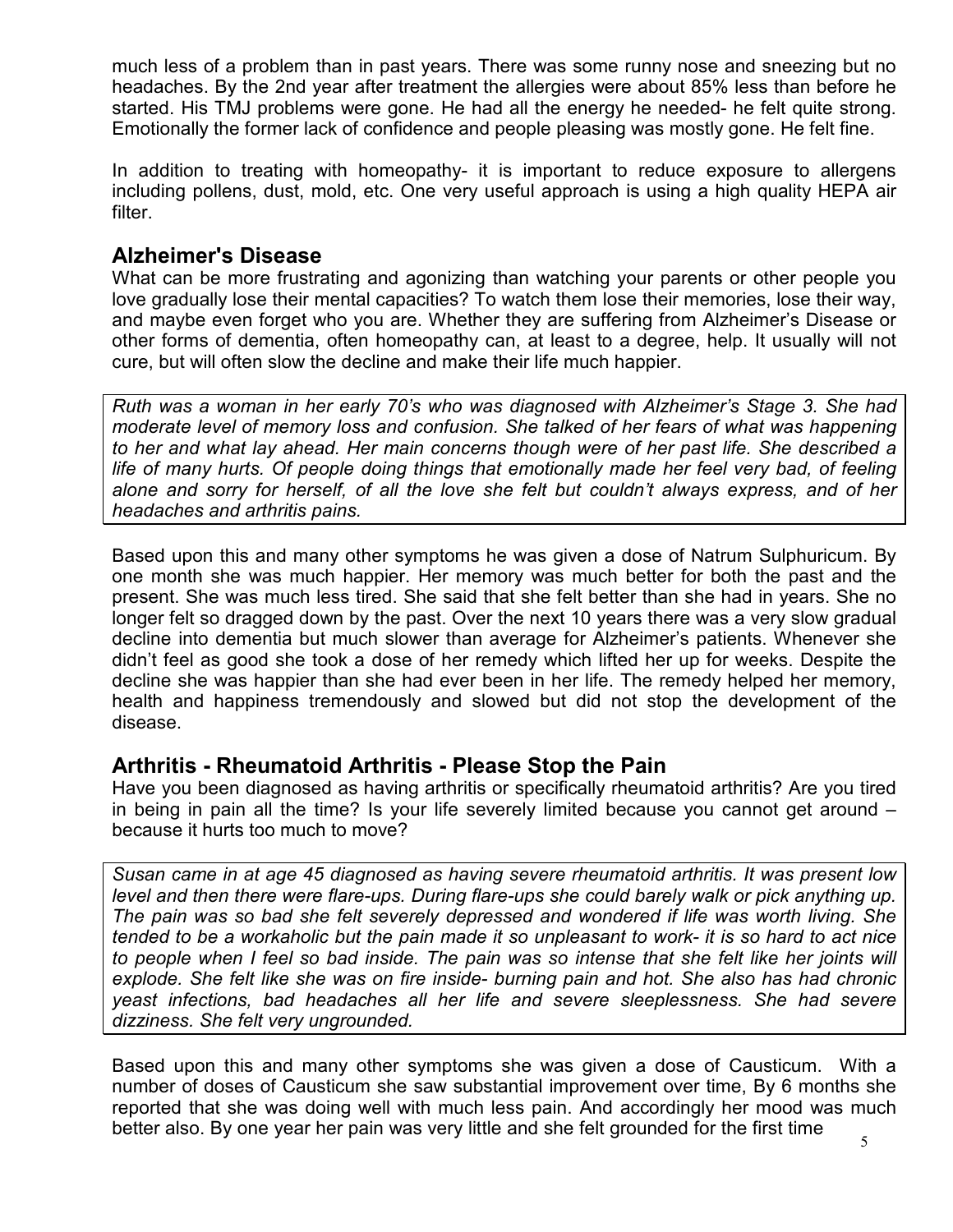much less of a problem than in past years. There was some runny nose and sneezing but no headaches. By the 2nd year after treatment the allergies were about 85% less than before he started. His TMJ problems were gone. He had all the energy he needed- he felt quite strong. Emotionally the former lack of confidence and people pleasing was mostly gone. He felt fine.

In addition to treating with homeopathy- it is important to reduce exposure to allergens including pollens, dust, mold, etc. One very useful approach is using a high quality HEPA air filter.

## Alzheimer's Disease

What can be more frustrating and agonizing than watching your parents or other people you love gradually lose their mental capacities? To watch them lose their memories, lose their way, and maybe even forget who you are. Whether they are suffering from Alzheimer's Disease or other forms of dementia, often homeopathy can, at least to a degree, help. It usually will not cure, but will often slow the decline and make their life much happier.

*Ruth was a woman in her early 70's who was diagnosed with Alzheimer's Stage 3. She had moderate level of memory loss and confusion. She talked of her fears of what was happening to her and what lay ahead. Her main concerns though were of her past life. She described a life of many hurts. Of people doing things that emotionally made her feel very bad, of feeling alone and sorry for herself, of all the love she felt but couldn't always express, and of her headaches and arthritis pains.*

Based upon this and many other symptoms he was given a dose of Natrum Sulphuricum. By one month she was much happier. Her memory was much better for both the past and the present. She was much less tired. She said that she felt better than she had in years. She no longer felt so dragged down by the past. Over the next 10 years there was a very slow gradual decline into dementia but much slower than average for Alzheimer's patients. Whenever she didn't feel as good she took a dose of her remedy which lifted her up for weeks. Despite the decline she was happier than she had ever been in her life. The remedy helped her memory, health and happiness tremendously and slowed but did not stop the development of the disease.

## Arthritis - Rheumatoid Arthritis - Please Stop the Pain

Have you been diagnosed as having arthritis or specifically rheumatoid arthritis? Are you tired in being in pain all the time? Is your life severely limited because you cannot get around – because it hurts too much to move?

*Susan came in at age 45 diagnosed as having severe rheumatoid arthritis. It was present low level and then there were flare-ups. During flare-ups she could barely walk or pick anything up. The pain was so bad she felt severely depressed and wondered if life was worth living. She tended to be a workaholic but the pain made it so unpleasant to work- it is so hard to act nice to people when I feel so bad inside. The pain was so intense that she felt like her joints will explode. She felt like she was on fire inside- burning pain and hot. She also has had chronic yeast infections, bad headaches all her life and severe sleeplessness. She had severe dizziness. She felt very ungrounded.*

Based upon this and many other symptoms she was given a dose of Causticum. With a number of doses of Causticum she saw substantial improvement over time, By 6 months she reported that she was doing well with much less pain. And accordingly her mood was much better also. By one year her pain was very little and she felt grounded for the first time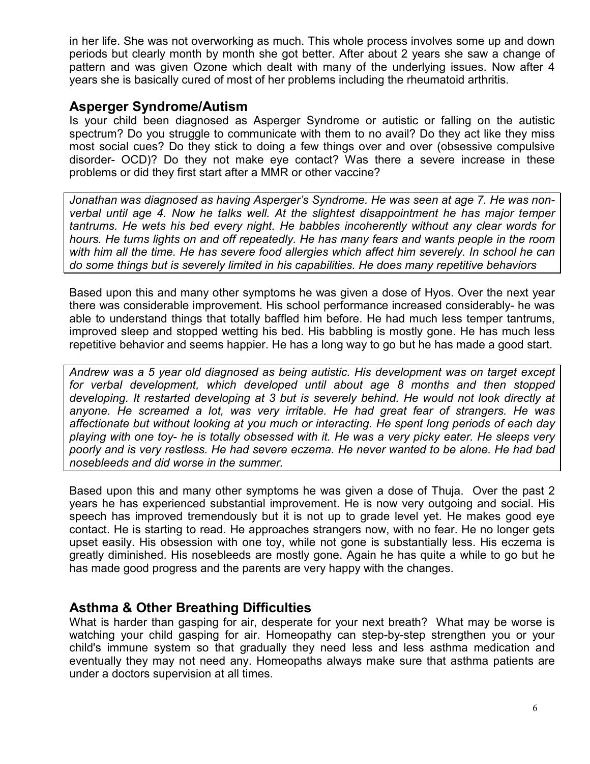in her life. She was not overworking as much. This whole process involves some up and down periods but clearly month by month she got better. After about 2 years she saw a change of pattern and was given Ozone which dealt with many of the underlying issues. Now after 4 years she is basically cured of most of her problems including the rheumatoid arthritis.

## Asperger Syndrome/Autism

Is your child been diagnosed as Asperger Syndrome or autistic or falling on the autistic spectrum? Do you struggle to communicate with them to no avail? Do they act like they miss most social cues? Do they stick to doing a few things over and over (obsessive compulsive disorder- OCD)? Do they not make eye contact? Was there a severe increase in these problems or did they first start after a MMR or other vaccine?

*Jonathan was diagnosed as having Asperger's Syndrome. He was seen at age 7. He was non-verbal until age 4. Now he talks well. At the slightest disappointment he has major temper tantrums. He wets his bed every night. He babbles incoherently without any clear words for hours. He turns lights on and off repeatedly. He has many fears and wants people in the room with him all the time. He has severe food allergies which affect him severely. In school he can do some things but is severely limited in his capabilities. He does many repetitive behaviors*

Based upon this and many other symptoms he was given a dose of Hyos. Over the next year there was considerable improvement. His school performance increased considerably- he was able to understand things that totally baffled him before. He had much less temper tantrums, improved sleep and stopped wetting his bed. His babbling is mostly gone. He has much less repetitive behavior and seems happier. He has a long way to go but he has made a good start.

*Andrew was a 5 year old diagnosed as being autistic. His development was on target except for verbal development, which developed until about age 8 months and then stopped developing. It restarted developing at 3 but is severely behind. He would not look directly at anyone. He screamed a lot, was very irritable. He had great fear of strangers. He was affectionate but without looking at you much or interacting. He spent long periods of each day playing with one toy- he is totally obsessed with it. He was a very picky eater. He sleeps very poorly and is very restless. He had severe eczema. He never wanted to be alone. He had bad nosebleeds and did worse in the summer.*

Based upon this and many other symptoms he was given a dose of Thuja. Over the past 2 years he has experienced substantial improvement. He is now very outgoing and social. His speech has improved tremendously but it is not up to grade level yet. He makes good eye contact. He is starting to read. He approaches strangers now, with no fear. He no longer gets upset easily. His obsession with one toy, while not gone is substantially less. His eczema is greatly diminished. His nosebleeds are mostly gone. Again he has quite a while to go but he has made good progress and the parents are very happy with the changes.

## Asthma & Other Breathing Difficulties

What is harder than gasping for air, desperate for your next breath? What may be worse is watching your child gasping for air. Homeopathy can step-by-step strengthen you or your child's immune system so that gradually they need less and less asthma medication and eventually they may not need any. Homeopaths always make sure that asthma patients are under a doctors supervision at all times.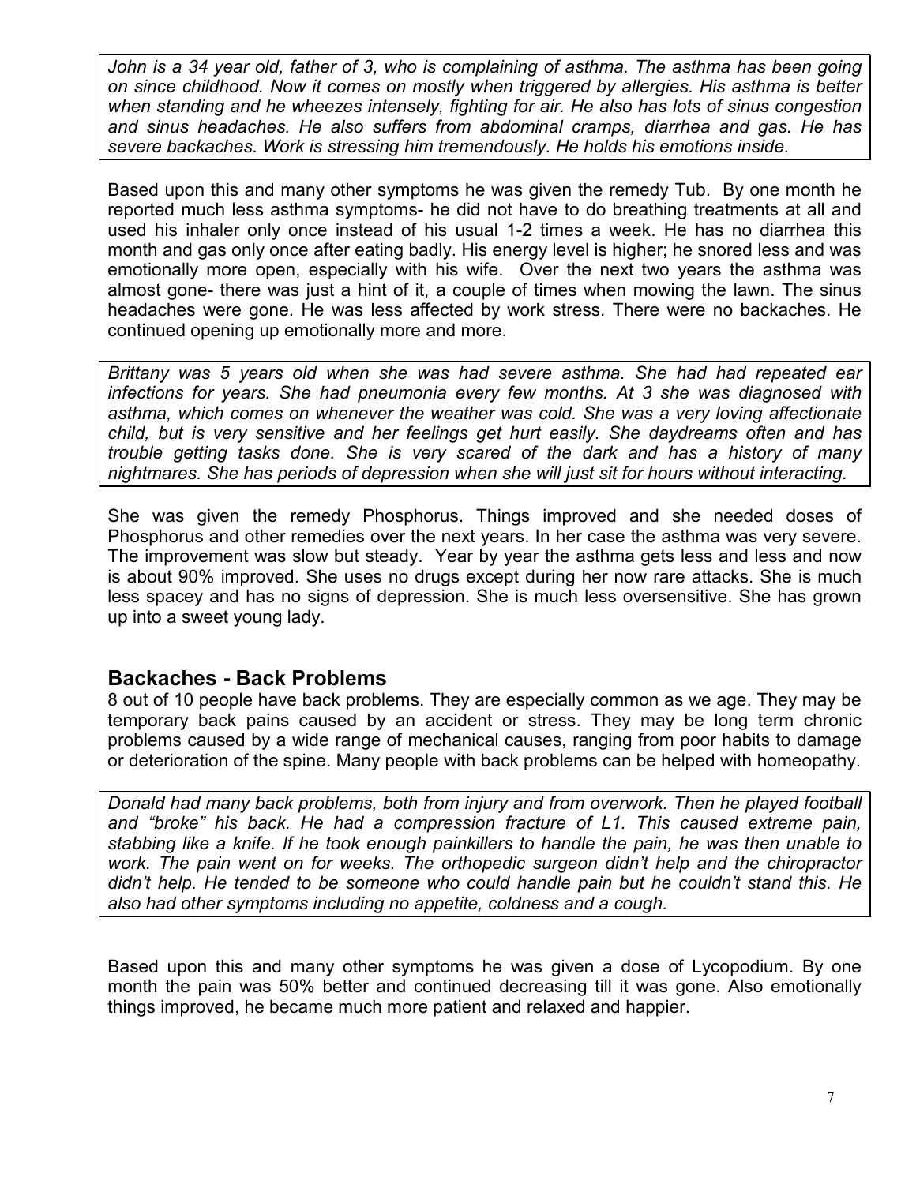*John is a 34 year old, father of 3, who is complaining of asthma. The asthma has been going on since childhood. Now it comes on mostly when triggered by allergies. His asthma is better when standing and he wheezes intensely, fighting for air. He also has lots of sinus congestion and sinus headaches. He also suffers from abdominal cramps, diarrhea and gas. He has severe backaches. Work is stressing him tremendously. He holds his emotions inside.*

Based upon this and many other symptoms he was given the remedy Tub. By one month he reported much less asthma symptoms- he did not have to do breathing treatments at all and used his inhaler only once instead of his usual 1-2 times a week. He has no diarrhea this month and gas only once after eating badly. His energy level is higher; he snored less and was emotionally more open, especially with his wife. Over the next two years the asthma was almost gone- there was just a hint of it, a couple of times when mowing the lawn. The sinus headaches were gone. He was less affected by work stress. There were no backaches. He continued opening up emotionally more and more.

*Brittany was 5 years old when she was had severe asthma. She had had repeated ear infections for years. She had pneumonia every few months. At 3 she was diagnosed with asthma, which comes on whenever the weather was cold. She was a very loving affectionate child, but is very sensitive and her feelings get hurt easily. She daydreams often and has trouble getting tasks done. She is very scared of the dark and has a history of many nightmares. She has periods of depression when she will just sit for hours without interacting.*

She was given the remedy Phosphorus. Things improved and she needed doses of Phosphorus and other remedies over the next years. In her case the asthma was very severe. The improvement was slow but steady. Year by year the asthma gets less and less and now is about 90% improved. She uses no drugs except during her now rare attacks. She is much less spacey and has no signs of depression. She is much less oversensitive. She has grown up into a sweet young lady.

## Backaches - Back Problems

8 out of 10 people have back problems. They are especially common as we age. They may be temporary back pains caused by an accident or stress. They may be long term chronic problems caused by a wide range of mechanical causes, ranging from poor habits to damage or deterioration of the spine. Many people with back problems can be helped with homeopathy.

*Donald had many back problems, both from injury and from overwork. Then he played football and "broke" his back. He had a compression fracture of L1. This caused extreme pain, stabbing like a knife. If he took enough painkillers to handle the pain, he was then unable to work. The pain went on for weeks. The orthopedic surgeon didn't help and the chiropractor didn't help. He tended to be someone who could handle pain but he couldn't stand this. He also had other symptoms including no appetite, coldness and a cough.*

Based upon this and many other symptoms he was given a dose of Lycopodium. By one month the pain was 50% better and continued decreasing till it was gone. Also emotionally things improved, he became much more patient and relaxed and happier.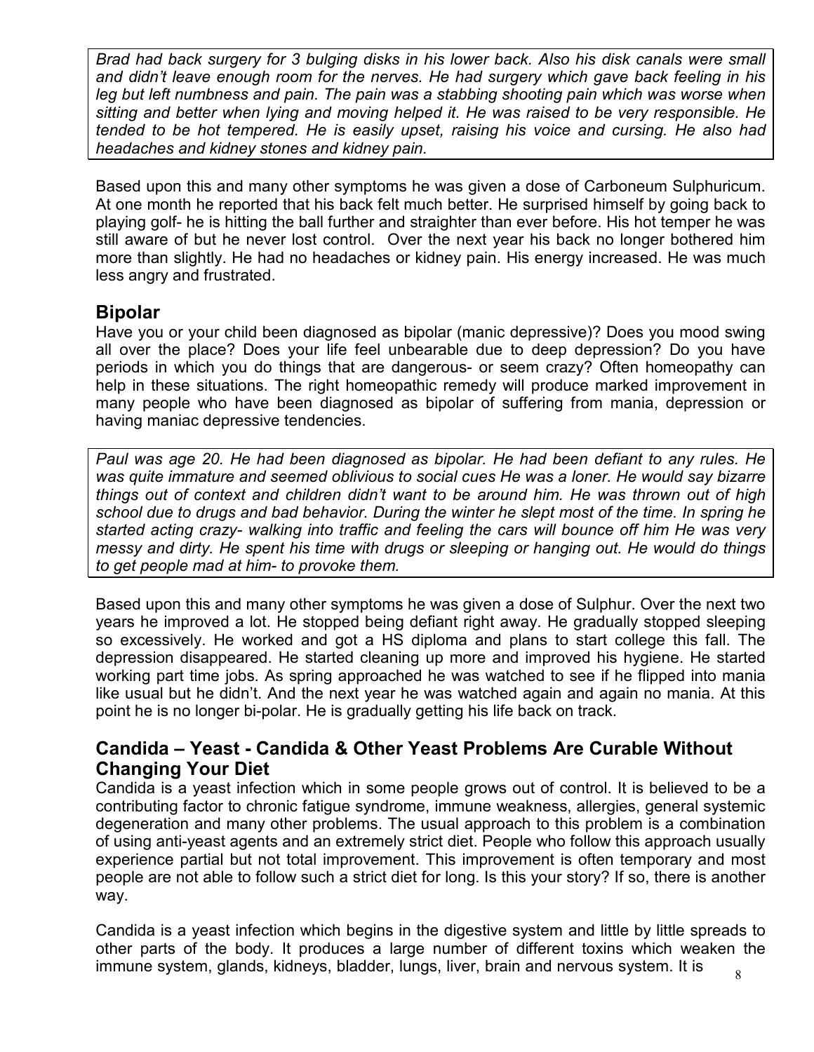*Brad had back surgery for 3 bulging disks in his lower back. Also his disk canals were small and didn't leave enough room for the nerves. He had surgery which gave back feeling in his leg but left numbness and pain. The pain was a stabbing shooting pain which was worse when sitting and better when lying and moving helped it. He was raised to be very responsible. He tended to be hot tempered. He is easily upset, raising his voice and cursing. He also had headaches and kidney stones and kidney pain.*

Based upon this and many other symptoms he was given a dose of Carboneum Sulphuricum. At one month he reported that his back felt much better. He surprised himself by going back to playing golf- he is hitting the ball further and straighter than ever before. His hot temper he was still aware of but he never lost control. Over the next year his back no longer bothered him more than slightly. He had no headaches or kidney pain. His energy increased. He was much less angry and frustrated.

## Bipolar

Have you or your child been diagnosed as bipolar (manic depressive)? Does you mood swing all over the place? Does your life feel unbearable due to deep depression? Do you have periods in which you do things that are dangerous- or seem crazy? Often homeopathy can help in these situations. The right homeopathic remedy will produce marked improvement in many people who have been diagnosed as bipolar of suffering from mania, depression or having maniac depressive tendencies.

*Paul was age 20. He had been diagnosed as bipolar. He had been defiant to any rules. He was quite immature and seemed oblivious to social cues He was a loner. He would say bizarre things out of context and children didn't want to be around him. He was thrown out of high school due to drugs and bad behavior. During the winter he slept most of the time. In spring he started acting crazy- walking into traffic and feeling the cars will bounce off him He was very messy and dirty. He spent his time with drugs or sleeping or hanging out. He would do things to get people mad at him- to provoke them.*

Based upon this and many other symptoms he was given a dose of Sulphur. Over the next two years he improved a lot. He stopped being defiant right away. He gradually stopped sleeping so excessively. He worked and got a HS diploma and plans to start college this fall. The depression disappeared. He started cleaning up more and improved his hygiene. He started working part time jobs. As spring approached he was watched to see if he flipped into mania like usual but he didn't. And the next year he was watched again and again no mania. At this point he is no longer bi-polar. He is gradually getting his life back on track.

## Candida – Yeast - Candida & Other Yeast Problems Are Curable Without Changing Your Diet

Candida is a yeast infection which in some people grows out of control. It is believed to be a contributing factor to chronic fatigue syndrome, immune weakness, allergies, general systemic degeneration and many other problems. The usual approach to this problem is a combination of using anti-yeast agents and an extremely strict diet. People who follow this approach usually experience partial but not total improvement. This improvement is often temporary and most people are not able to follow such a strict diet for long. Is this your story? If so, there is another way.

Candida is a yeast infection which begins in the digestive system and little by little spreads to other parts of the body. It produces a large number of different toxins which weaken the immune system, glands, kidneys, bladder, lungs, liver, brain and nervous system. It is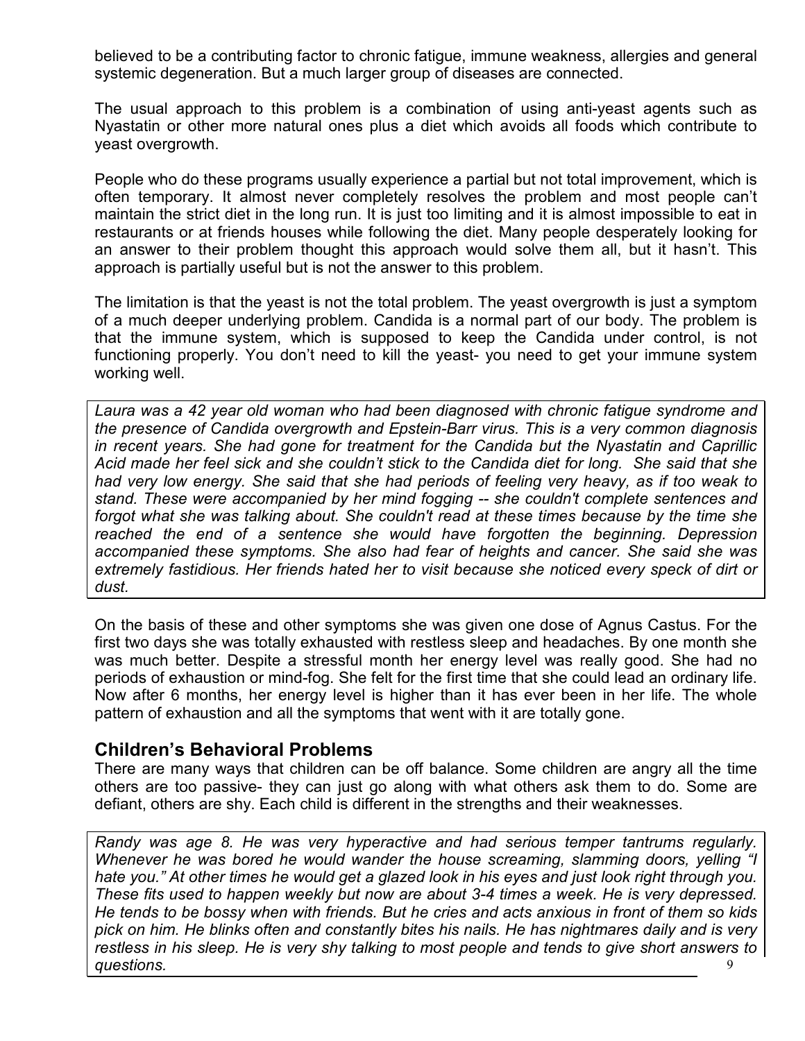believed to be a contributing factor to chronic fatigue, immune weakness, allergies and general systemic degeneration. But a much larger group of diseases are connected.

The usual approach to this problem is a combination of using anti-yeast agents such as Nyastatin or other more natural ones plus a diet which avoids all foods which contribute to yeast overgrowth.

People who do these programs usually experience a partial but not total improvement, which is often temporary. It almost never completely resolves the problem and most people can't maintain the strict diet in the long run. It is just too limiting and it is almost impossible to eat in restaurants or at friends houses while following the diet. Many people desperately looking for an answer to their problem thought this approach would solve them all, but it hasn't. This approach is partially useful but is not the answer to this problem.

The limitation is that the yeast is not the total problem. The yeast overgrowth is just a symptom of a much deeper underlying problem. Candida is a normal part of our body. The problem is that the immune system, which is supposed to keep the Candida under control, is not functioning properly. You don't need to kill the yeast- you need to get your immune system working well.

*Laura was a 42 year old woman who had been diagnosed with chronic fatigue syndrome and the presence of Candida overgrowth and Epstein-Barr virus. This is a very common diagnosis in recent years. She had gone for treatment for the Candida but the Nyastatin and Caprillic Acid made her feel sick and she couldn't stick to the Candida diet for long. She said that she had very low energy. She said that she had periods of feeling very heavy, as if too weak to stand. These were accompanied by her mind fogging -- she couldn't complete sentences and forgot what she was talking about. She couldn't read at these times because by the time she reached the end of a sentence she would have forgotten the beginning. Depression accompanied these symptoms. She also had fear of heights and cancer. She said she was extremely fastidious. Her friends hated her to visit because she noticed every speck of dirt or dust.*

On the basis of these and other symptoms she was given one dose of Agnus Castus. For the first two days she was totally exhausted with restless sleep and headaches. By one month she was much better. Despite a stressful month her energy level was really good. She had no periods of exhaustion or mind-fog. She felt for the first time that she could lead an ordinary life. Now after 6 months, her energy level is higher than it has ever been in her life. The whole pattern of exhaustion and all the symptoms that went with it are totally gone.

## Children's Behavioral Problems

There are many ways that children can be off balance. Some children are angry all the time others are too passive- they can just go along with what others ask them to do. Some are defiant, others are shy. Each child is different in the strengths and their weaknesses.

*Randy was age 8. He was very hyperactive and had serious temper tantrums regularly. Whenever he was bored he would wander the house screaming, slamming doors, yelling "I hate you." At other times he would get a glazed look in his eyes and just look right through you. These fits used to happen weekly but now are about 3-4 times a week. He is very depressed. He tends to be bossy when with friends. But he cries and acts anxious in front of them so kids pick on him. He blinks often and constantly bites his nails. He has nightmares daily and is very restless in his sleep. He is very shy talking to most people and tends to give short answers to questions.*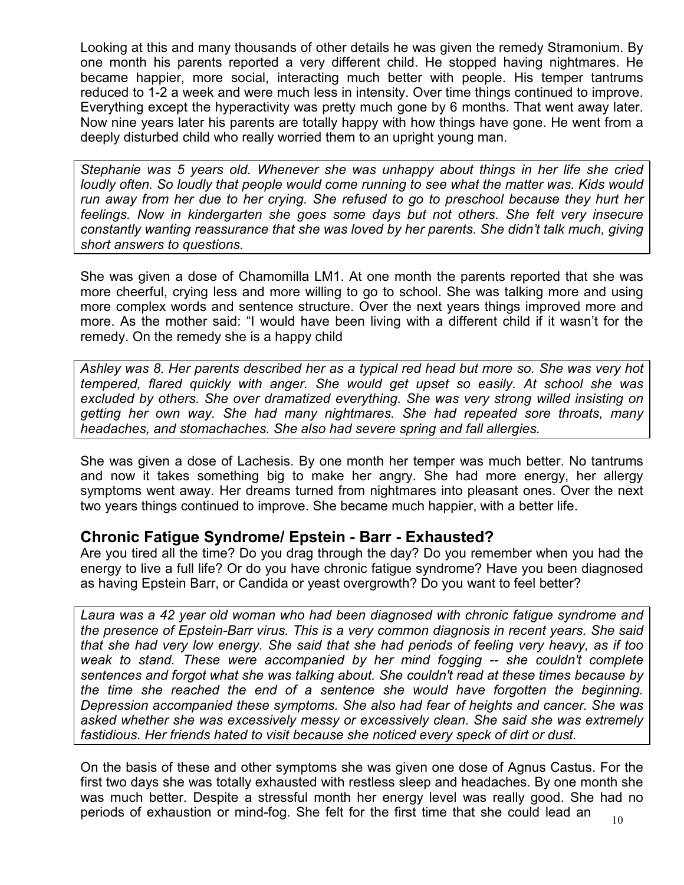Looking at this and many thousands of other details he was given the remedy Stramonium. By one month his parents reported a very different child. He stopped having nightmares. He became happier, more social, interacting much better with people. His temper tantrums reduced to 1-2 a week and were much less in intensity. Over time things continued to improve. Everything except the hyperactivity was pretty much gone by 6 months. That went away later. Now nine years later his parents are totally happy with how things have gone. He went from a deeply disturbed child who really worried them to an upright young man.

*Stephanie was 5 years old. Whenever she was unhappy about things in her life she cried loudly often. So loudly that people would come running to see what the matter was. Kids would run away from her due to her crying. She refused to go to preschool because they hurt her feelings. Now in kindergarten she goes some days but not others. She felt very insecure constantly wanting reassurance that she was loved by her parents. She didn't talk much, giving short answers to questions.*

She was given a dose of Chamomilla LM1. At one month the parents reported that she was more cheerful, crying less and more willing to go to school. She was talking more and using more complex words and sentence structure. Over the next years things improved more and more. As the mother said: "I would have been living with a different child if it wasn't for the remedy. On the remedy she is a happy child

*Ashley was 8. Her parents described her as a typical red head but more so. She was very hot tempered, flared quickly with anger. She would get upset so easily. At school she was excluded by others. She over dramatized everything. She was very strong willed insisting on getting her own way. She had many nightmares. She had repeated sore throats, many headaches, and stomachaches. She also had severe spring and fall allergies.*

She was given a dose of Lachesis. By one month her temper was much better. No tantrums and now it takes something big to make her angry. She had more energy, her allergy symptoms went away. Her dreams turned from nightmares into pleasant ones. Over the next two years things continued to improve. She became much happier, with a better life.

## Chronic Fatigue Syndrome/ Epstein - Barr - Exhausted?

Are you tired all the time? Do you drag through the day? Do you remember when you had the energy to live a full life? Or do you have chronic fatigue syndrome? Have you been diagnosed as having Epstein Barr, or Candida or yeast overgrowth? Do you want to feel better?

*Laura was a 42 year old woman who had been diagnosed with chronic fatigue syndrome and the presence of Epstein-Barr virus. This is a very common diagnosis in recent years. She said that she had very low energy. She said that she had periods of feeling very heavy, as if too weak to stand. These were accompanied by her mind fogging -- she couldn't complete sentences and forgot what she was talking about. She couldn't read at these times because by the time she reached the end of a sentence she would have forgotten the beginning. Depression accompanied these symptoms. She also had fear of heights and cancer. She was asked whether she was excessively messy or excessively clean. She said she was extremely fastidious. Her friends hated to visit because she noticed every speck of dirt or dust.*

On the basis of these and other symptoms she was given one dose of Agnus Castus. For the first two days she was totally exhausted with restless sleep and headaches. By one month she was much better. Despite a stressful month her energy level was really good. She had no periods of exhaustion or mind-fog. She felt for the first time that she could lead an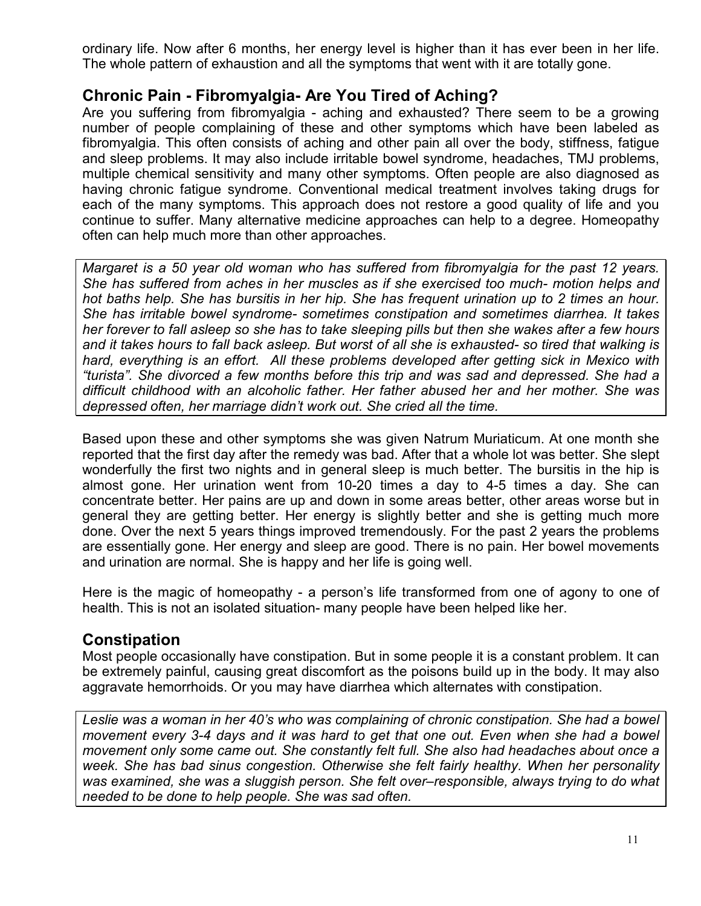ordinary life. Now after 6 months, her energy level is higher than it has ever been in her life. The whole pattern of exhaustion and all the symptoms that went with it are totally gone.

## Chronic Pain - Fibromyalgia- Are You Tired of Aching?

Are you suffering from fibromyalgia - aching and exhausted? There seem to be a growing number of people complaining of these and other symptoms which have been labeled as fibromyalgia. This often consists of aching and other pain all over the body, stiffness, fatigue and sleep problems. It may also include irritable bowel syndrome, headaches, TMJ problems, multiple chemical sensitivity and many other symptoms. Often people are also diagnosed as having chronic fatigue syndrome. Conventional medical treatment involves taking drugs for each of the many symptoms. This approach does not restore a good quality of life and you continue to suffer. Many alternative medicine approaches can help to a degree. Homeopathy often can help much more than other approaches.

*Margaret is a 50 year old woman who has suffered from fibromyalgia for the past 12 years. She has suffered from aches in her muscles as if she exercised too much- motion helps and hot baths help. She has bursitis in her hip. She has frequent urination up to 2 times an hour. She has irritable bowel syndrome- sometimes constipation and sometimes diarrhea. It takes her forever to fall asleep so she has to take sleeping pills but then she wakes after a few hours and it takes hours to fall back asleep. But worst of all she is exhausted- so tired that walking is hard, everything is an effort. All these problems developed after getting sick in Mexico with "turista". She divorced a few months before this trip and was sad and depressed. She had a difficult childhood with an alcoholic father. Her father abused her and her mother. She was depressed often, her marriage didn't work out. She cried all the time.*

Based upon these and other symptoms she was given Natrum Muriaticum. At one month she reported that the first day after the remedy was bad. After that a whole lot was better. She slept wonderfully the first two nights and in general sleep is much better. The bursitis in the hip is almost gone. Her urination went from 10-20 times a day to 4-5 times a day. She can concentrate better. Her pains are up and down in some areas better, other areas worse but in general they are getting better. Her energy is slightly better and she is getting much more done. Over the next 5 years things improved tremendously. For the past 2 years the problems are essentially gone. Her energy and sleep are good. There is no pain. Her bowel movements and urination are normal. She is happy and her life is going well.

Here is the magic of homeopathy - a person's life transformed from one of agony to one of health. This is not an isolated situation- many people have been helped like her.

## Constipation

Most people occasionally have constipation. But in some people it is a constant problem. It can be extremely painful, causing great discomfort as the poisons build up in the body. It may also aggravate hemorrhoids. Or you may have diarrhea which alternates with constipation.

*Leslie was a woman in her 40's who was complaining of chronic constipation. She had a bowel movement every 3-4 days and it was hard to get that one out. Even when she had a bowel movement only some came out. She constantly felt full. She also had headaches about once a week. She has bad sinus congestion. Otherwise she felt fairly healthy. When her personality was examined, she was a sluggish person. She felt over–responsible, always trying to do what needed to be done to help people. She was sad often.*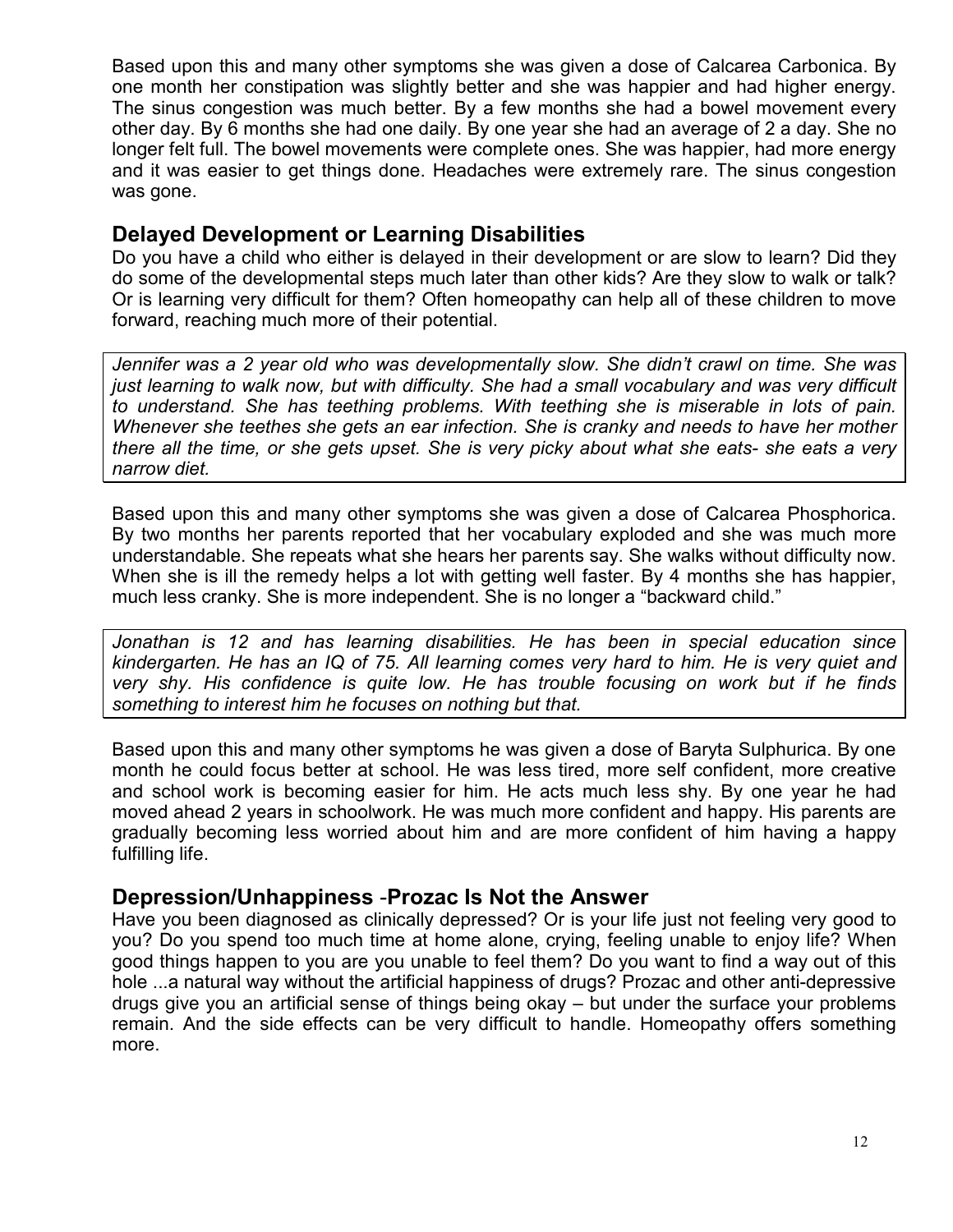Based upon this and many other symptoms she was given a dose of Calcarea Carbonica. By one month her constipation was slightly better and she was happier and had higher energy. The sinus congestion was much better. By a few months she had a bowel movement every other day. By 6 months she had one daily. By one year she had an average of 2 a day. She no longer felt full. The bowel movements were complete ones. She was happier, had more energy and it was easier to get things done. Headaches were extremely rare. The sinus congestion was gone.

## Delayed Development or Learning Disabilities

Do you have a child who either is delayed in their development or are slow to learn? Did they do some of the developmental steps much later than other kids? Are they slow to walk or talk? Or is learning very difficult for them? Often homeopathy can help all of these children to move forward, reaching much more of their potential.

*Jennifer was a 2 year old who was developmentally slow. She didn't crawl on time. She was just learning to walk now, but with difficulty. She had a small vocabulary and was very difficult to understand. She has teething problems. With teething she is miserable in lots of pain. Whenever she teethes she gets an ear infection. She is cranky and needs to have her mother there all the time, or she gets upset. She is very picky about what she eats- she eats a very narrow diet.*

Based upon this and many other symptoms she was given a dose of Calcarea Phosphorica. By two months her parents reported that her vocabulary exploded and she was much more understandable. She repeats what she hears her parents say. She walks without difficulty now. When she is ill the remedy helps a lot with getting well faster. By 4 months she has happier, much less cranky. She is more independent. She is no longer a "backward child."

*Jonathan is 12 and has learning disabilities. He has been in special education since kindergarten. He has an IQ of 75. All learning comes very hard to him. He is very quiet and very shy. His confidence is quite low. He has trouble focusing on work but if he finds something to interest him he focuses on nothing but that.*

Based upon this and many other symptoms he was given a dose of Baryta Sulphurica. By one month he could focus better at school. He was less tired, more self confident, more creative and school work is becoming easier for him. He acts much less shy. By one year he had moved ahead 2 years in schoolwork. He was much more confident and happy. His parents are gradually becoming less worried about him and are more confident of him having a happy fulfilling life.

## Depression/Unhappiness -Prozac Is Not the Answer

Have you been diagnosed as clinically depressed? Or is your life just not feeling very good to you? Do you spend too much time at home alone, crying, feeling unable to enjoy life? When good things happen to you are you unable to feel them? Do you want to find a way out of this hole ...a natural way without the artificial happiness of drugs? Prozac and other anti-depressive drugs give you an artificial sense of things being okay – but under the surface your problems remain. And the side effects can be very difficult to handle. Homeopathy offers something more.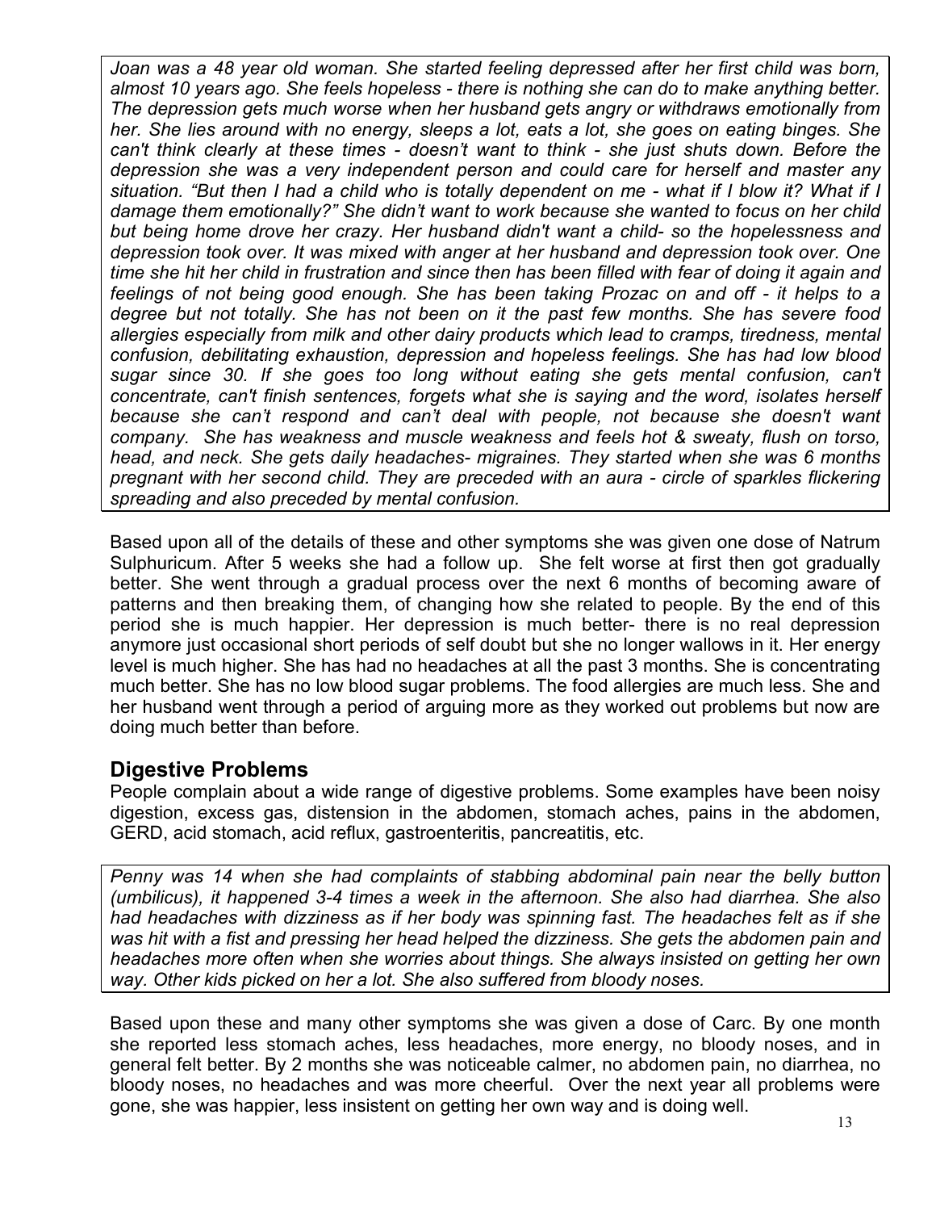*Joan was a 48 year old woman. She started feeling depressed after her first child was born, almost 10 years ago. She feels hopeless - there is nothing she can do to make anything better. The depression gets much worse when her husband gets angry or withdraws emotionally from her. She lies around with no energy, sleeps a lot, eats a lot, she goes on eating binges. She can't think clearly at these times - doesn't want to think - she just shuts down. Before the depression she was a very independent person and could care for herself and master any situation. "But then I had a child who is totally dependent on me - what if I blow it? What if I damage them emotionally?" She didn't want to work because she wanted to focus on her child but being home drove her crazy. Her husband didn't want a child- so the hopelessness and depression took over. It was mixed with anger at her husband and depression took over. One time she hit her child in frustration and since then has been filled with fear of doing it again and feelings of not being good enough. She has been taking Prozac on and off - it helps to a degree but not totally. She has not been on it the past few months. She has severe food allergies especially from milk and other dairy products which lead to cramps, tiredness, mental confusion, debilitating exhaustion, depression and hopeless feelings. She has had low blood sugar since 30. If she goes too long without eating she gets mental confusion, can't concentrate, can't finish sentences, forgets what she is saying and the word, isolates herself because she can't respond and can't deal with people, not because she doesn't want company. She has weakness and muscle weakness and feels hot & sweaty, flush on torso, head, and neck. She gets daily headaches- migraines. They started when she was 6 months pregnant with her second child. They are preceded with an aura - circle of sparkles flickering spreading and also preceded by mental confusion.*

Based upon all of the details of these and other symptoms she was given one dose of Natrum Sulphuricum. After 5 weeks she had a follow up. She felt worse at first then got gradually better. She went through a gradual process over the next 6 months of becoming aware of patterns and then breaking them, of changing how she related to people. By the end of this period she is much happier. Her depression is much better- there is no real depression anymore just occasional short periods of self doubt but she no longer wallows in it. Her energy level is much higher. She has had no headaches at all the past 3 months. She is concentrating much better. She has no low blood sugar problems. The food allergies are much less. She and her husband went through a period of arguing more as they worked out problems but now are doing much better than before.

## Digestive Problems

People complain about a wide range of digestive problems. Some examples have been noisy digestion, excess gas, distension in the abdomen, stomach aches, pains in the abdomen, GERD, acid stomach, acid reflux, gastroenteritis, pancreatitis, etc.

*Penny was 14 when she had complaints of stabbing abdominal pain near the belly button (umbilicus), it happened 3-4 times a week in the afternoon. She also had diarrhea. She also had headaches with dizziness as if her body was spinning fast. The headaches felt as if she was hit with a fist and pressing her head helped the dizziness. She gets the abdomen pain and headaches more often when she worries about things. She always insisted on getting her own way. Other kids picked on her a lot. She also suffered from bloody noses.*

Based upon these and many other symptoms she was given a dose of Carc. By one month she reported less stomach aches, less headaches, more energy, no bloody noses, and in general felt better. By 2 months she was noticeable calmer, no abdomen pain, no diarrhea, no bloody noses, no headaches and was more cheerful. Over the next year all problems were gone, she was happier, less insistent on getting her own way and is doing well.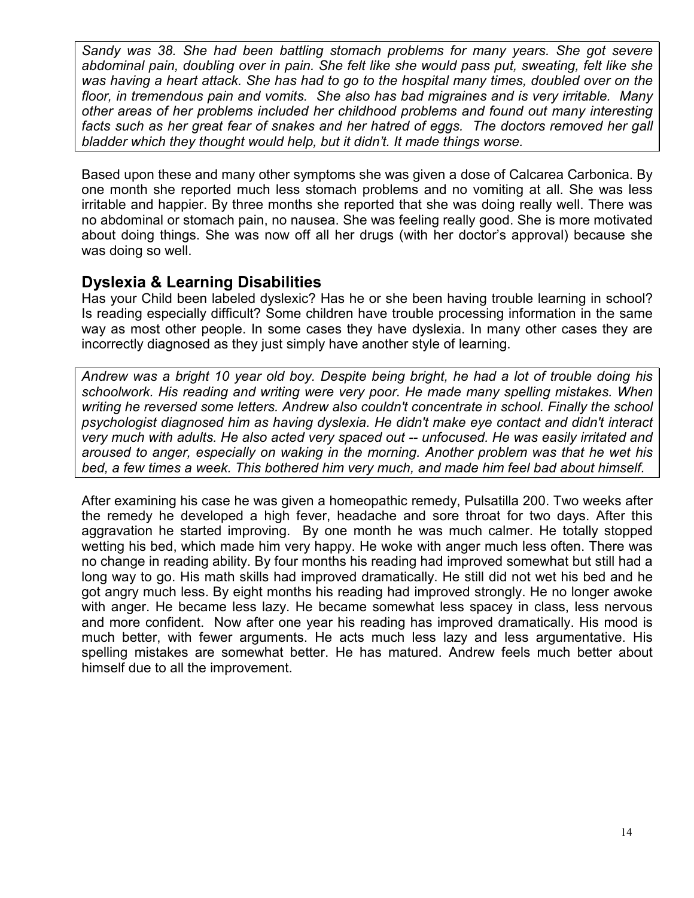*Sandy was 38. She had been battling stomach problems for many years. She got severe abdominal pain, doubling over in pain. She felt like she would pass put, sweating, felt like she was having a heart attack. She has had to go to the hospital many times, doubled over on the floor, in tremendous pain and vomits. She also has bad migraines and is very irritable. Many other areas of her problems included her childhood problems and found out many interesting facts such as her great fear of snakes and her hatred of eggs. The doctors removed her gall bladder which they thought would help, but it didn't. It made things worse.*

Based upon these and many other symptoms she was given a dose of Calcarea Carbonica. By one month she reported much less stomach problems and no vomiting at all. She was less irritable and happier. By three months she reported that she was doing really well. There was no abdominal or stomach pain, no nausea. She was feeling really good. She is more motivated about doing things. She was now off all her drugs (with her doctor's approval) because she was doing so well.

## Dyslexia & Learning Disabilities

Has your Child been labeled dyslexic? Has he or she been having trouble learning in school? Is reading especially difficult? Some children have trouble processing information in the same way as most other people. In some cases they have dyslexia. In many other cases they are incorrectly diagnosed as they just simply have another style of learning.

*Andrew was a bright 10 year old boy. Despite being bright, he had a lot of trouble doing his schoolwork. His reading and writing were very poor. He made many spelling mistakes. When writing he reversed some letters. Andrew also couldn't concentrate in school. Finally the school psychologist diagnosed him as having dyslexia. He didn't make eye contact and didn't interact very much with adults. He also acted very spaced out -- unfocused. He was easily irritated and aroused to anger, especially on waking in the morning. Another problem was that he wet his bed, a few times a week. This bothered him very much, and made him feel bad about himself.*

After examining his case he was given a homeopathic remedy, Pulsatilla 200. Two weeks after the remedy he developed a high fever, headache and sore throat for two days. After this aggravation he started improving. By one month he was much calmer. He totally stopped wetting his bed, which made him very happy. He woke with anger much less often. There was no change in reading ability. By four months his reading had improved somewhat but still had a long way to go. His math skills had improved dramatically. He still did not wet his bed and he got angry much less. By eight months his reading had improved strongly. He no longer awoke with anger. He became less lazy. He became somewhat less spacey in class, less nervous and more confident. Now after one year his reading has improved dramatically. His mood is much better, with fewer arguments. He acts much less lazy and less argumentative. His spelling mistakes are somewhat better. He has matured. Andrew feels much better about himself due to all the improvement.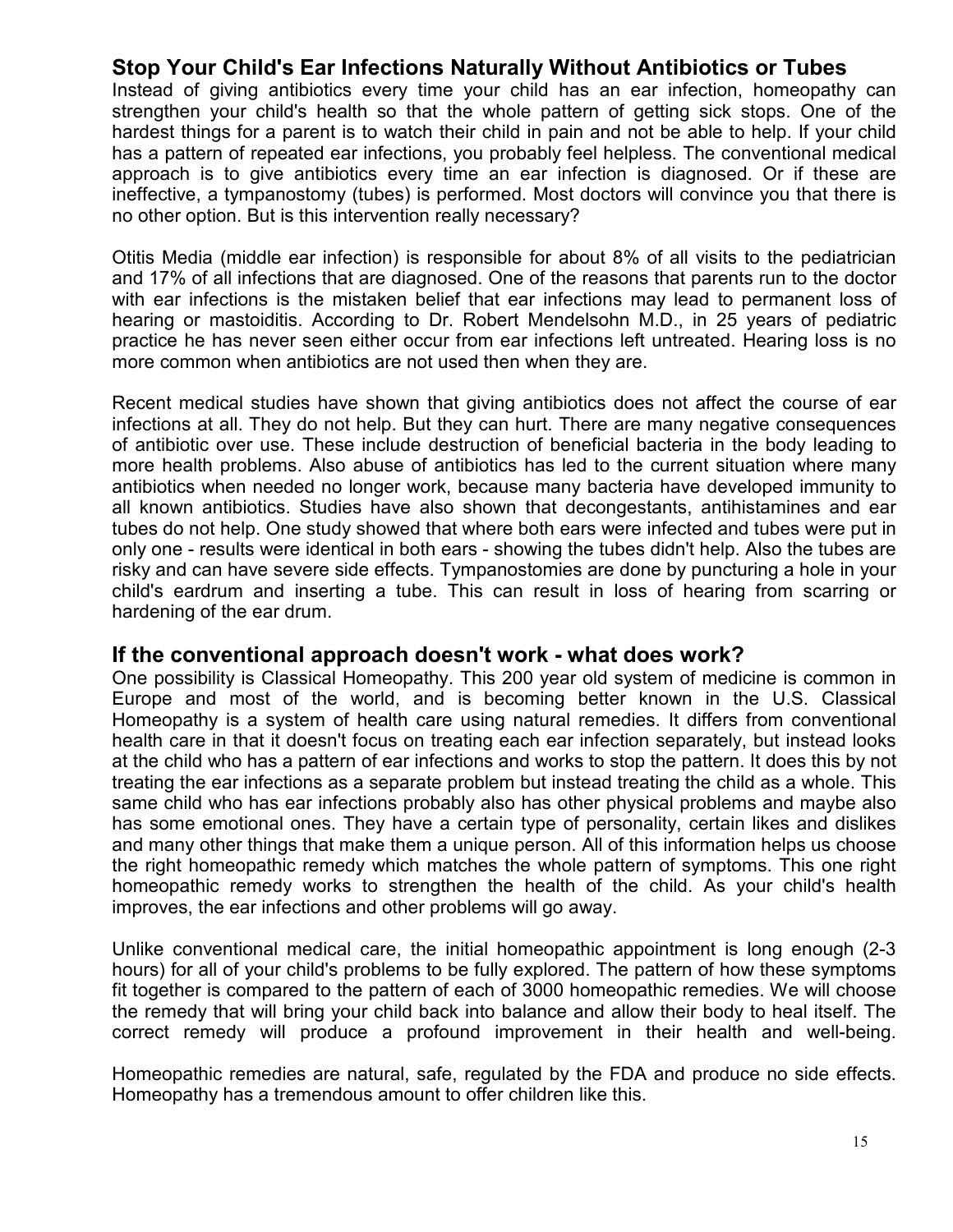## Stop Your Child's Ear Infections Naturally Without Antibiotics or Tubes

Instead of giving antibiotics every time your child has an ear infection, homeopathy can strengthen your child's health so that the whole pattern of getting sick stops. One of the hardest things for a parent is to watch their child in pain and not be able to help. If your child has a pattern of repeated ear infections, you probably feel helpless. The conventional medical approach is to give antibiotics every time an ear infection is diagnosed. Or if these are ineffective, a tympanostomy (tubes) is performed. Most doctors will convince you that there is no other option. But is this intervention really necessary?

Otitis Media (middle ear infection) is responsible for about 8% of all visits to the pediatrician and 17% of all infections that are diagnosed. One of the reasons that parents run to the doctor with ear infections is the mistaken belief that ear infections may lead to permanent loss of hearing or mastoiditis. According to Dr. Robert Mendelsohn M.D., in 25 years of pediatric practice he has never seen either occur from ear infections left untreated. Hearing loss is no more common when antibiotics are not used then when they are.

Recent medical studies have shown that giving antibiotics does not affect the course of ear infections at all. They do not help. But they can hurt. There are many negative consequences of antibiotic over use. These include destruction of beneficial bacteria in the body leading to more health problems. Also abuse of antibiotics has led to the current situation where many antibiotics when needed no longer work, because many bacteria have developed immunity to all known antibiotics. Studies have also shown that decongestants, antihistamines and ear tubes do not help. One study showed that where both ears were infected and tubes were put in only one - results were identical in both ears - showing the tubes didn't help. Also the tubes are risky and can have severe side effects. Tympanostomies are done by puncturing a hole in your child's eardrum and inserting a tube. This can result in loss of hearing from scarring or hardening of the ear drum.

## If the conventional approach doesn't work - what does work?

One possibility is Classical Homeopathy. This 200 year old system of medicine is common in Europe and most of the world, and is becoming better known in the U.S. Classical Homeopathy is a system of health care using natural remedies. It differs from conventional health care in that it doesn't focus on treating each ear infection separately, but instead looks at the child who has a pattern of ear infections and works to stop the pattern. It does this by not treating the ear infections as a separate problem but instead treating the child as a whole. This same child who has ear infections probably also has other physical problems and maybe also has some emotional ones. They have a certain type of personality, certain likes and dislikes and many other things that make them a unique person. All of this information helps us choose the right homeopathic remedy which matches the whole pattern of symptoms. This one right homeopathic remedy works to strengthen the health of the child. As your child's health improves, the ear infections and other problems will go away.

Unlike conventional medical care, the initial homeopathic appointment is long enough (2-3 hours) for all of your child's problems to be fully explored. The pattern of how these symptoms fit together is compared to the pattern of each of 3000 homeopathic remedies. We will choose the remedy that will bring your child back into balance and allow their body to heal itself. The correct remedy will produce a profound improvement in their health and well-being.

Homeopathic remedies are natural, safe, regulated by the FDA and produce no side effects. Homeopathy has a tremendous amount to offer children like this.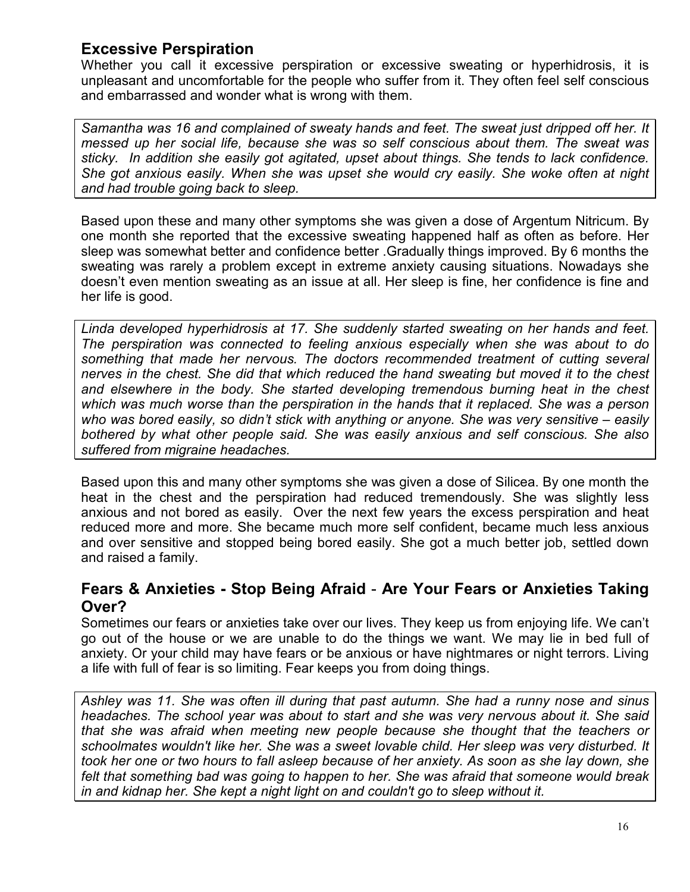## Excessive Perspiration

Whether you call it excessive perspiration or excessive sweating or hyperhidrosis, it is unpleasant and uncomfortable for the people who suffer from it. They often feel self conscious and embarrassed and wonder what is wrong with them.

*Samantha was 16 and complained of sweaty hands and feet. The sweat just dripped off her. It messed up her social life, because she was so self conscious about them. The sweat was sticky. In addition she easily got agitated, upset about things. She tends to lack confidence. She got anxious easily. When she was upset she would cry easily. She woke often at night and had trouble going back to sleep.*

Based upon these and many other symptoms she was given a dose of Argentum Nitricum. By one month she reported that the excessive sweating happened half as often as before. Her sleep was somewhat better and confidence better .Gradually things improved. By 6 months the sweating was rarely a problem except in extreme anxiety causing situations. Nowadays she doesn't even mention sweating as an issue at all. Her sleep is fine, her confidence is fine and her life is good.

*Linda developed hyperhidrosis at 17. She suddenly started sweating on her hands and feet. The perspiration was connected to feeling anxious especially when she was about to do something that made her nervous. The doctors recommended treatment of cutting several nerves in the chest. She did that which reduced the hand sweating but moved it to the chest and elsewhere in the body. She started developing tremendous burning heat in the chest which was much worse than the perspiration in the hands that it replaced. She was a person who was bored easily, so didn't stick with anything or anyone. She was very sensitive – easily bothered by what other people said. She was easily anxious and self conscious. She also suffered from migraine headaches.*

Based upon this and many other symptoms she was given a dose of Silicea. By one month the heat in the chest and the perspiration had reduced tremendously. She was slightly less anxious and not bored as easily. Over the next few years the excess perspiration and heat reduced more and more. She became much more self confident, became much less anxious and over sensitive and stopped being bored easily. She got a much better job, settled down and raised a family.

## Fears & Anxieties - Stop Being Afraid - Are Your Fears or Anxieties Taking Over?

Sometimes our fears or anxieties take over our lives. They keep us from enjoying life. We can't go out of the house or we are unable to do the things we want. We may lie in bed full of anxiety. Or your child may have fears or be anxious or have nightmares or night terrors. Living a life with full of fear is so limiting. Fear keeps you from doing things.

*Ashley was 11. She was often ill during that past autumn. She had a runny nose and sinus headaches. The school year was about to start and she was very nervous about it. She said that she was afraid when meeting new people because she thought that the teachers or schoolmates wouldn't like her. She was a sweet lovable child. Her sleep was very disturbed. It took her one or two hours to fall asleep because of her anxiety. As soon as she lay down, she felt that something bad was going to happen to her. She was afraid that someone would break in and kidnap her. She kept a night light on and couldn't go to sleep without it.*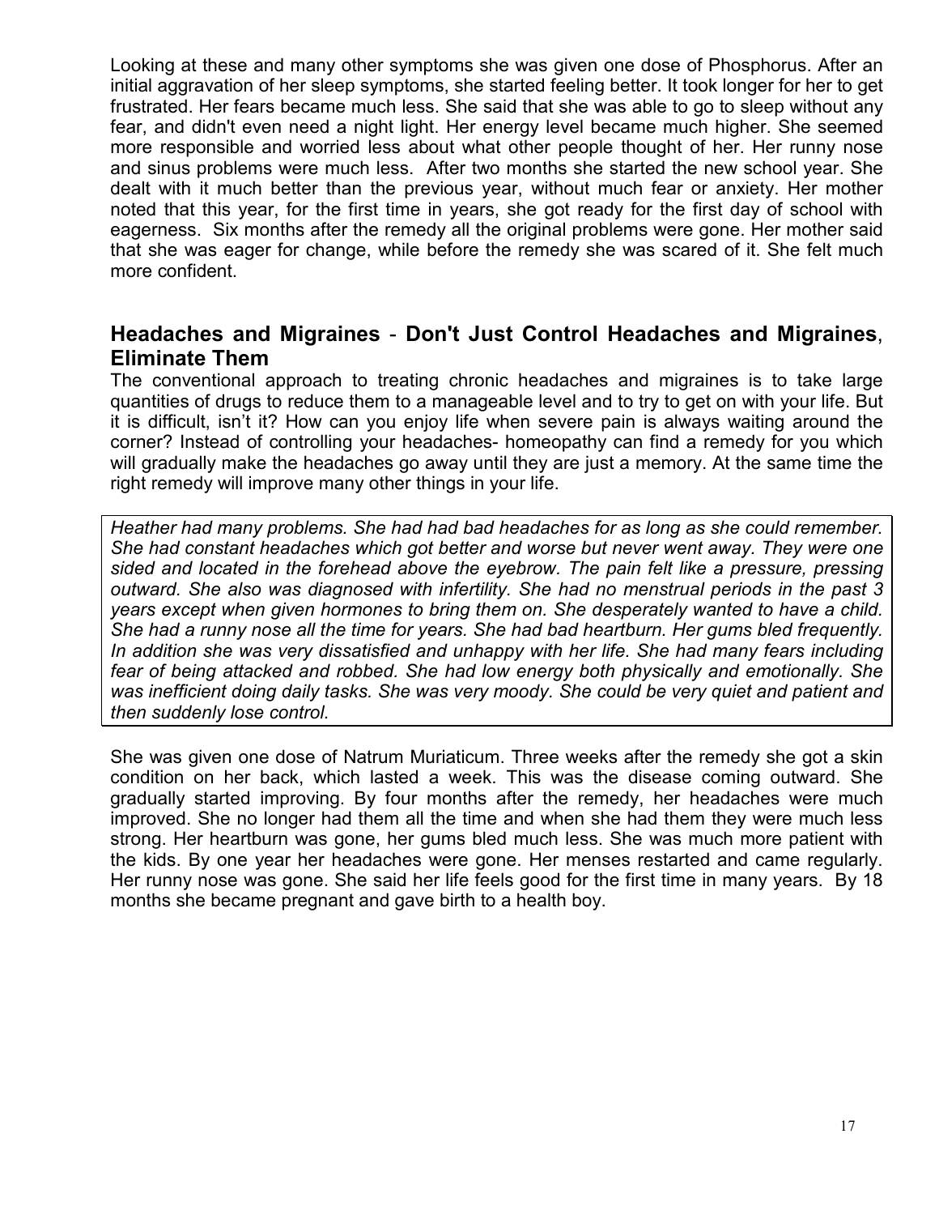Looking at these and many other symptoms she was given one dose of Phosphorus. After an initial aggravation of her sleep symptoms, she started feeling better. It took longer for her to get frustrated. Her fears became much less. She said that she was able to go to sleep without any fear, and didn't even need a night light. Her energy level became much higher. She seemed more responsible and worried less about what other people thought of her. Her runny nose and sinus problems were much less. After two months she started the new school year. She dealt with it much better than the previous year, without much fear or anxiety. Her mother noted that this year, for the first time in years, she got ready for the first day of school with eagerness. Six months after the remedy all the original problems were gone. Her mother said that she was eager for change, while before the remedy she was scared of it. She felt much more confident.

## Headaches and Migraines - Don't Just Control Headaches and Migraines, Eliminate Them

The conventional approach to treating chronic headaches and migraines is to take large quantities of drugs to reduce them to a manageable level and to try to get on with your life. But it is difficult, isn't it? How can you enjoy life when severe pain is always waiting around the corner? Instead of controlling your headaches- homeopathy can find a remedy for you which will gradually make the headaches go away until they are just a memory. At the same time the right remedy will improve many other things in your life.

*Heather had many problems. She had had bad headaches for as long as she could remember. She had constant headaches which got better and worse but never went away. They were one sided and located in the forehead above the eyebrow. The pain felt like a pressure, pressing outward. She also was diagnosed with infertility. She had no menstrual periods in the past 3 years except when given hormones to bring them on. She desperately wanted to have a child. She had a runny nose all the time for years. She had bad heartburn. Her gums bled frequently. In addition she was very dissatisfied and unhappy with her life. She had many fears including fear of being attacked and robbed. She had low energy both physically and emotionally. She was inefficient doing daily tasks. She was very moody. She could be very quiet and patient and then suddenly lose control.*

She was given one dose of Natrum Muriaticum. Three weeks after the remedy she got a skin condition on her back, which lasted a week. This was the disease coming outward. She gradually started improving. By four months after the remedy, her headaches were much improved. She no longer had them all the time and when she had them they were much less strong. Her heartburn was gone, her gums bled much less. She was much more patient with the kids. By one year her headaches were gone. Her menses restarted and came regularly. Her runny nose was gone. She said her life feels good for the first time in many years. By 18 months she became pregnant and gave birth to a health boy.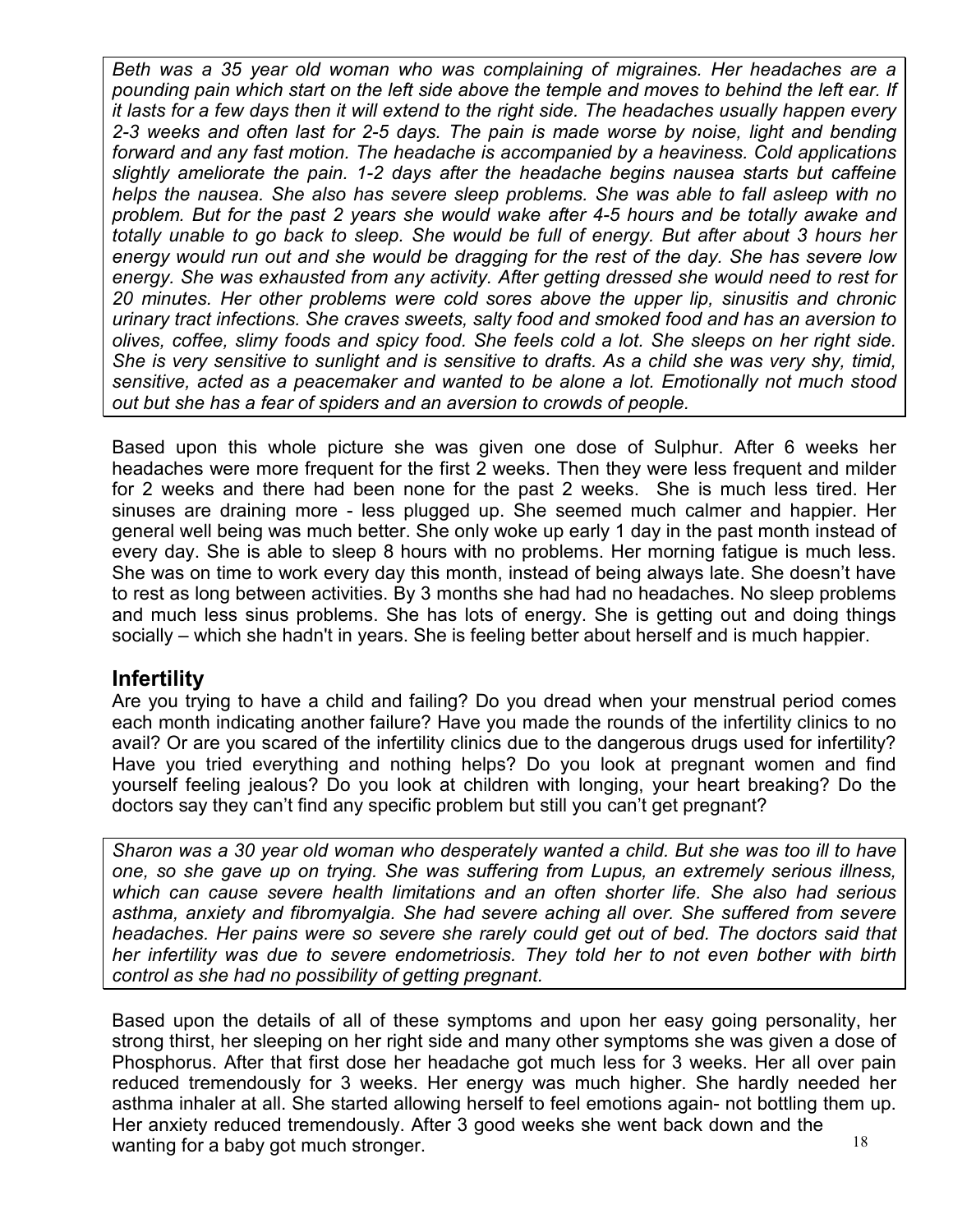*Beth was a 35 year old woman who was complaining of migraines. Her headaches are a pounding pain which start on the left side above the temple and moves to behind the left ear. If it lasts for a few days then it will extend to the right side. The headaches usually happen every 2-3 weeks and often last for 2-5 days. The pain is made worse by noise, light and bending forward and any fast motion. The headache is accompanied by a heaviness. Cold applications slightly ameliorate the pain. 1-2 days after the headache begins nausea starts but caffeine helps the nausea. She also has severe sleep problems. She was able to fall asleep with no problem. But for the past 2 years she would wake after 4-5 hours and be totally awake and totally unable to go back to sleep. She would be full of energy. But after about 3 hours her energy would run out and she would be dragging for the rest of the day. She has severe low energy. She was exhausted from any activity. After getting dressed she would need to rest for 20 minutes. Her other problems were cold sores above the upper lip, sinusitis and chronic urinary tract infections. She craves sweets, salty food and smoked food and has an aversion to olives, coffee, slimy foods and spicy food. She feels cold a lot. She sleeps on her right side. She is very sensitive to sunlight and is sensitive to drafts. As a child she was very shy, timid, sensitive, acted as a peacemaker and wanted to be alone a lot. Emotionally not much stood out but she has a fear of spiders and an aversion to crowds of people.*

Based upon this whole picture she was given one dose of Sulphur. After 6 weeks her headaches were more frequent for the first 2 weeks. Then they were less frequent and milder for 2 weeks and there had been none for the past 2 weeks. She is much less tired. Her sinuses are draining more - less plugged up. She seemed much calmer and happier. Her general well being was much better. She only woke up early 1 day in the past month instead of every day. She is able to sleep 8 hours with no problems. Her morning fatigue is much less. She was on time to work every day this month, instead of being always late. She doesn't have to rest as long between activities. By 3 months she had had no headaches. No sleep problems and much less sinus problems. She has lots of energy. She is getting out and doing things socially – which she hadn't in years. She is feeling better about herself and is much happier.

## Infertility

Are you trying to have a child and failing? Do you dread when your menstrual period comes each month indicating another failure? Have you made the rounds of the infertility clinics to no avail? Or are you scared of the infertility clinics due to the dangerous drugs used for infertility? Have you tried everything and nothing helps? Do you look at pregnant women and find yourself feeling jealous? Do you look at children with longing, your heart breaking? Do the doctors say they can't find any specific problem but still you can't get pregnant?

*Sharon was a 30 year old woman who desperately wanted a child. But she was too ill to have one, so she gave up on trying. She was suffering from Lupus, an extremely serious illness, which can cause severe health limitations and an often shorter life. She also had serious asthma, anxiety and fibromyalgia. She had severe aching all over. She suffered from severe headaches. Her pains were so severe she rarely could get out of bed. The doctors said that her infertility was due to severe endometriosis. They told her to not even bother with birth control as she had no possibility of getting pregnant.*

Based upon the details of all of these symptoms and upon her easy going personality, her strong thirst, her sleeping on her right side and many other symptoms she was given a dose of Phosphorus. After that first dose her headache got much less for 3 weeks. Her all over pain reduced tremendously for 3 weeks. Her energy was much higher. She hardly needed her asthma inhaler at all. She started allowing herself to feel emotions again- not bottling them up. Her anxiety reduced tremendously. After 3 good weeks she went back down and the wanting for a baby got much stronger.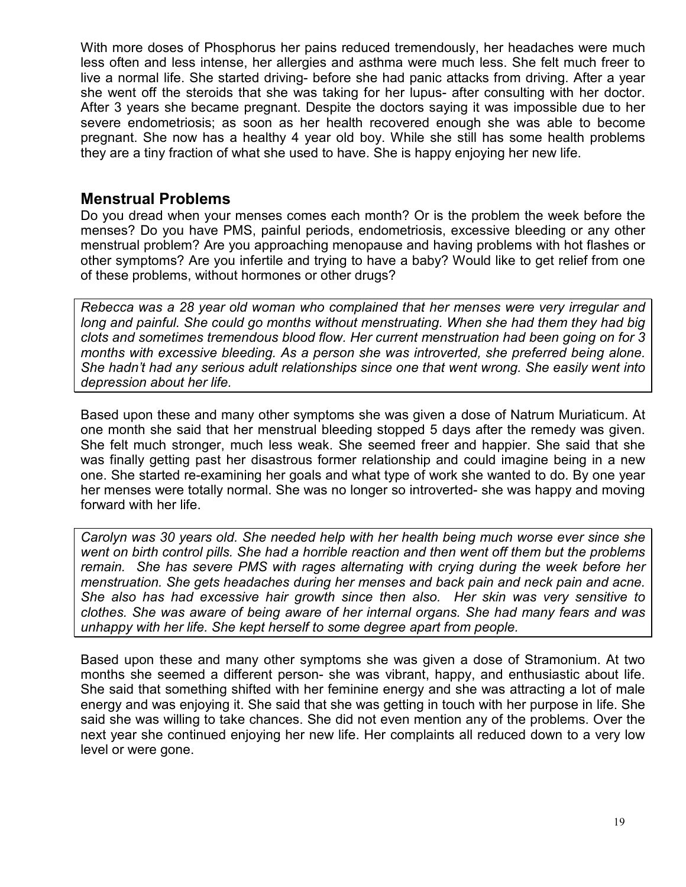With more doses of Phosphorus her pains reduced tremendously, her headaches were much less often and less intense, her allergies and asthma were much less. She felt much freer to live a normal life. She started driving- before she had panic attacks from driving. After a year she went off the steroids that she was taking for her lupus- after consulting with her doctor. After 3 years she became pregnant. Despite the doctors saying it was impossible due to her severe endometriosis; as soon as her health recovered enough she was able to become pregnant. She now has a healthy 4 year old boy. While she still has some health problems they are a tiny fraction of what she used to have. She is happy enjoying her new life.

## Menstrual Problems

Do you dread when your menses comes each month? Or is the problem the week before the menses? Do you have PMS, painful periods, endometriosis, excessive bleeding or any other menstrual problem? Are you approaching menopause and having problems with hot flashes or other symptoms? Are you infertile and trying to have a baby? Would like to get relief from one of these problems, without hormones or other drugs?

*Rebecca was a 28 year old woman who complained that her menses were very irregular and long and painful. She could go months without menstruating. When she had them they had big clots and sometimes tremendous blood flow. Her current menstruation had been going on for 3 months with excessive bleeding. As a person she was introverted, she preferred being alone. She hadn't had any serious adult relationships since one that went wrong. She easily went into depression about her life.*

Based upon these and many other symptoms she was given a dose of Natrum Muriaticum. At one month she said that her menstrual bleeding stopped 5 days after the remedy was given. She felt much stronger, much less weak. She seemed freer and happier. She said that she was finally getting past her disastrous former relationship and could imagine being in a new one. She started re-examining her goals and what type of work she wanted to do. By one year her menses were totally normal. She was no longer so introverted- she was happy and moving forward with her life.

*Carolyn was 30 years old. She needed help with her health being much worse ever since she went on birth control pills. She had a horrible reaction and then went off them but the problems remain. She has severe PMS with rages alternating with crying during the week before her menstruation. She gets headaches during her menses and back pain and neck pain and acne. She also has had excessive hair growth since then also. Her skin was very sensitive to clothes. She was aware of being aware of her internal organs. She had many fears and was unhappy with her life. She kept herself to some degree apart from people.*

Based upon these and many other symptoms she was given a dose of Stramonium. At two months she seemed a different person- she was vibrant, happy, and enthusiastic about life. She said that something shifted with her feminine energy and she was attracting a lot of male energy and was enjoying it. She said that she was getting in touch with her purpose in life. She said she was willing to take chances. She did not even mention any of the problems. Over the next year she continued enjoying her new life. Her complaints all reduced down to a very low level or were gone.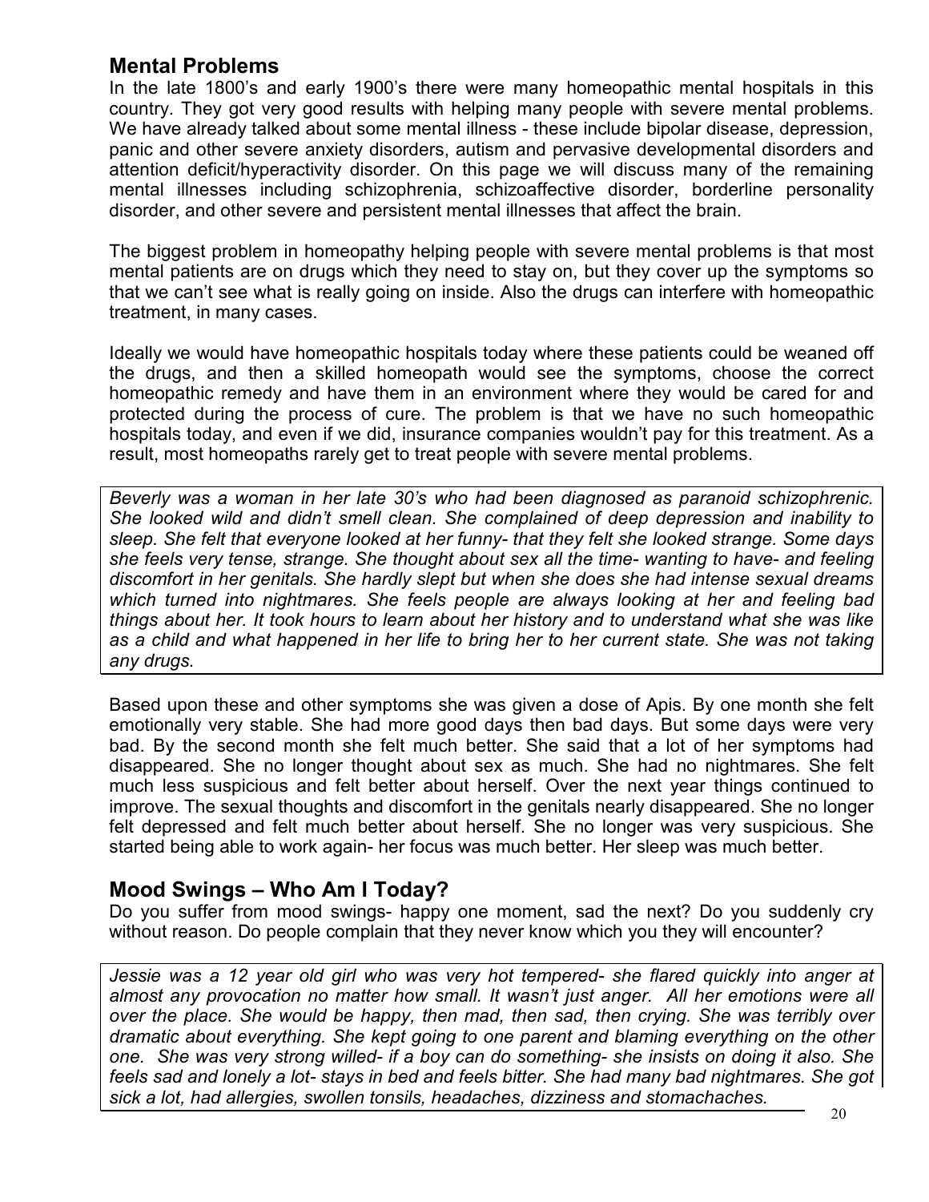## Mental Problems

In the late 1800's and early 1900's there were many homeopathic mental hospitals in this country. They got very good results with helping many people with severe mental problems. We have already talked about some mental illness - these include bipolar disease, depression, panic and other severe anxiety disorders, autism and pervasive developmental disorders and attention deficit/hyperactivity disorder. On this page we will discuss many of the remaining mental illnesses including schizophrenia, schizoaffective disorder, borderline personality disorder, and other severe and persistent mental illnesses that affect the brain.

The biggest problem in homeopathy helping people with severe mental problems is that most mental patients are on drugs which they need to stay on, but they cover up the symptoms so that we can't see what is really going on inside. Also the drugs can interfere with homeopathic treatment, in many cases.

Ideally we would have homeopathic hospitals today where these patients could be weaned off the drugs, and then a skilled homeopath would see the symptoms, choose the correct homeopathic remedy and have them in an environment where they would be cared for and protected during the process of cure. The problem is that we have no such homeopathic hospitals today, and even if we did, insurance companies wouldn't pay for this treatment. As a result, most homeopaths rarely get to treat people with severe mental problems.

*Beverly was a woman in her late 30's who had been diagnosed as paranoid schizophrenic. She looked wild and didn't smell clean. She complained of deep depression and inability to sleep. She felt that everyone looked at her funny- that they felt she looked strange. Some days she feels very tense, strange. She thought about sex all the time- wanting to have- and feeling discomfort in her genitals. She hardly slept but when she does she had intense sexual dreams which turned into nightmares. She feels people are always looking at her and feeling bad things about her. It took hours to learn about her history and to understand what she was like as a child and what happened in her life to bring her to her current state. She was not taking any drugs.*

Based upon these and other symptoms she was given a dose of Apis. By one month she felt emotionally very stable. She had more good days then bad days. But some days were very bad. By the second month she felt much better. She said that a lot of her symptoms had disappeared. She no longer thought about sex as much. She had no nightmares. She felt much less suspicious and felt better about herself. Over the next year things continued to improve. The sexual thoughts and discomfort in the genitals nearly disappeared. She no longer felt depressed and felt much better about herself. She no longer was very suspicious. She started being able to work again- her focus was much better. Her sleep was much better.

## Mood Swings – Who Am I Today?

Do you suffer from mood swings- happy one moment, sad the next? Do you suddenly cry without reason. Do people complain that they never know which you they will encounter?

*Jessie was a 12 year old girl who was very hot tempered- she flared quickly into anger at almost any provocation no matter how small. It wasn't just anger. All her emotions were all over the place. She would be happy, then mad, then sad, then crying. She was terribly over dramatic about everything. She kept going to one parent and blaming everything on the other one. She was very strong willed- if a boy can do something- she insists on doing it also. She feels sad and lonely a lot- stays in bed and feels bitter. She had many bad nightmares. She got sick a lot, had allergies, swollen tonsils, headaches, dizziness and stomachaches.*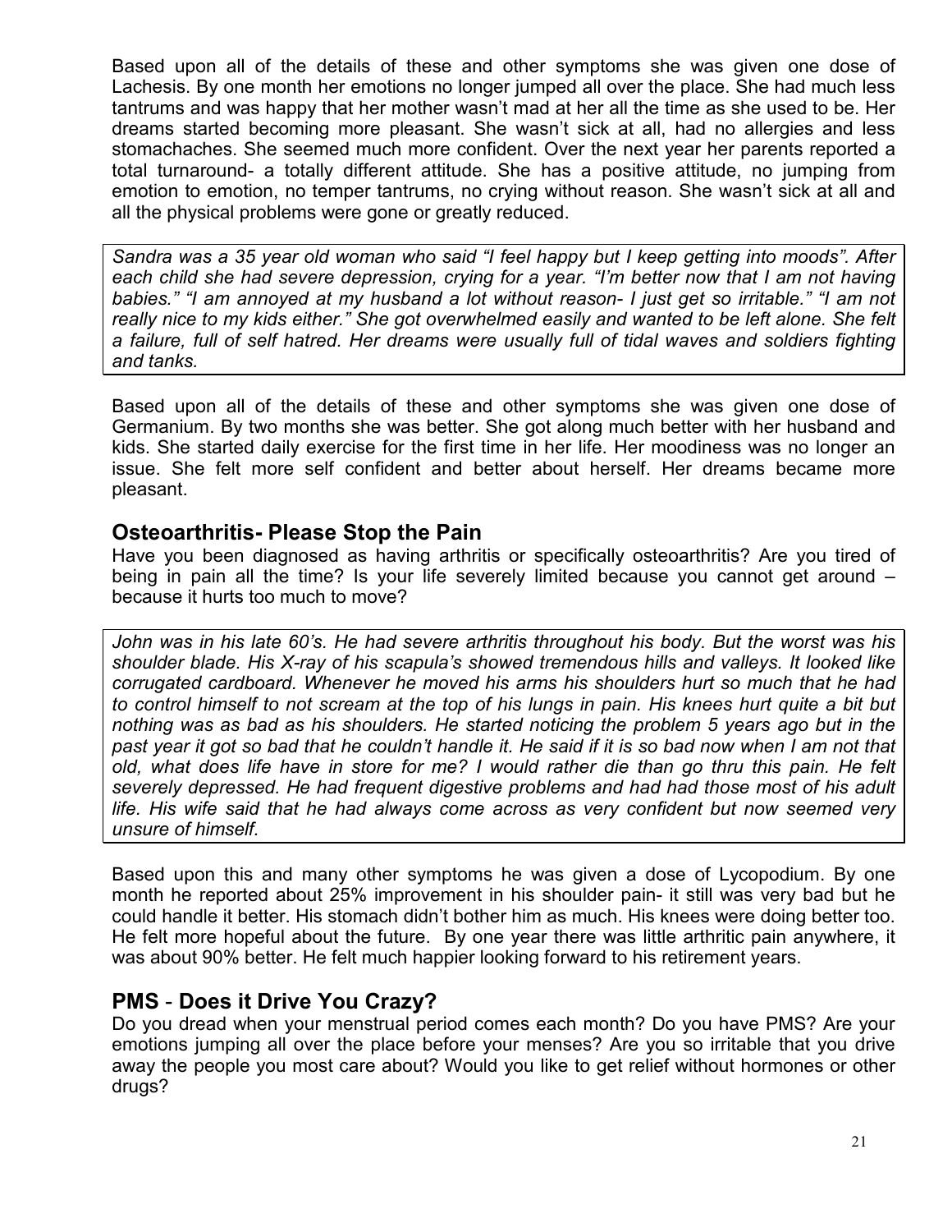Based upon all of the details of these and other symptoms she was given one dose of Lachesis. By one month her emotions no longer jumped all over the place. She had much less tantrums and was happy that her mother wasn't mad at her all the time as she used to be. Her dreams started becoming more pleasant. She wasn't sick at all, had no allergies and less stomachaches. She seemed much more confident. Over the next year her parents reported a total turnaround- a totally different attitude. She has a positive attitude, no jumping from emotion to emotion, no temper tantrums, no crying without reason. She wasn't sick at all and all the physical problems were gone or greatly reduced.

*Sandra was a 35 year old woman who said "I feel happy but I keep getting into moods". After each child she had severe depression, crying for a year. "I'm better now that I am not having babies." "I am annoyed at my husband a lot without reason- I just get so irritable." "I am not really nice to my kids either." She got overwhelmed easily and wanted to be left alone. She felt a failure, full of self hatred. Her dreams were usually full of tidal waves and soldiers fighting and tanks.*

Based upon all of the details of these and other symptoms she was given one dose of Germanium. By two months she was better. She got along much better with her husband and kids. She started daily exercise for the first time in her life. Her moodiness was no longer an issue. She felt more self confident and better about herself. Her dreams became more pleasant.

## Osteoarthritis- Please Stop the Pain

Have you been diagnosed as having arthritis or specifically osteoarthritis? Are you tired of being in pain all the time? Is your life severely limited because you cannot get around – because it hurts too much to move?

*John was in his late 60's. He had severe arthritis throughout his body. But the worst was his shoulder blade. His X-ray of his scapula's showed tremendous hills and valleys. It looked like corrugated cardboard. Whenever he moved his arms his shoulders hurt so much that he had to control himself to not scream at the top of his lungs in pain. His knees hurt quite a bit but nothing was as bad as his shoulders. He started noticing the problem 5 years ago but in the past year it got so bad that he couldn't handle it. He said if it is so bad now when I am not that old, what does life have in store for me? I would rather die than go thru this pain. He felt severely depressed. He had frequent digestive problems and had had those most of his adult life. His wife said that he had always come across as very confident but now seemed very unsure of himself.*

Based upon this and many other symptoms he was given a dose of Lycopodium. By one month he reported about 25% improvement in his shoulder pain- it still was very bad but he could handle it better. His stomach didn't bother him as much. His knees were doing better too. He felt more hopeful about the future. By one year there was little arthritic pain anywhere, it was about 90% better. He felt much happier looking forward to his retirement years.

## PMS - Does it Drive You Crazy?

Do you dread when your menstrual period comes each month? Do you have PMS? Are your emotions jumping all over the place before your menses? Are you so irritable that you drive away the people you most care about? Would you like to get relief without hormones or other drugs?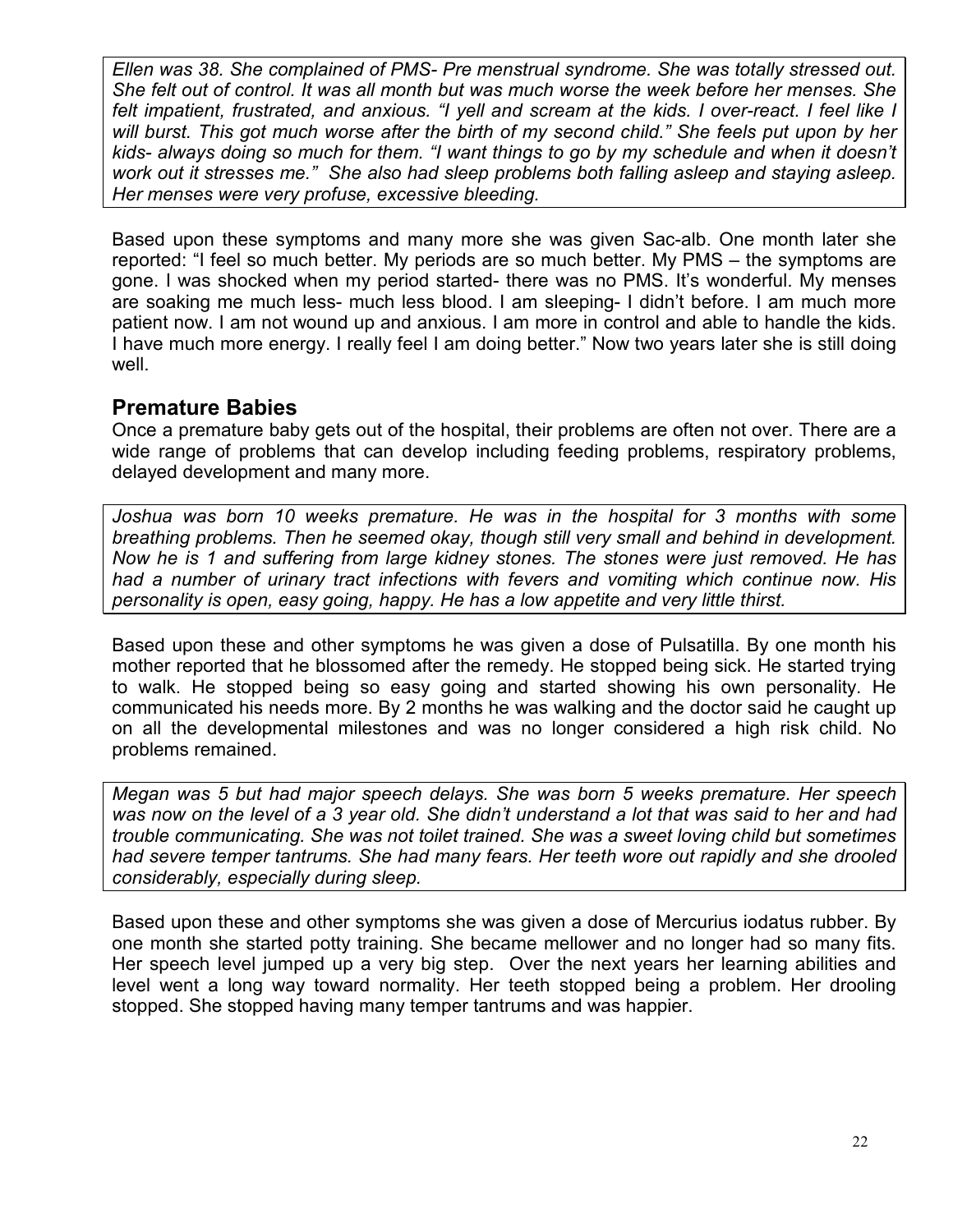*Ellen was 38. She complained of PMS- Pre menstrual syndrome. She was totally stressed out. She felt out of control. It was all month but was much worse the week before her menses. She felt impatient, frustrated, and anxious. "I yell and scream at the kids. I over-react. I feel like I will burst. This got much worse after the birth of my second child." She feels put upon by her kids- always doing so much for them. "I want things to go by my schedule and when it doesn't work out it stresses me." She also had sleep problems both falling asleep and staying asleep. Her menses were very profuse, excessive bleeding.*

Based upon these symptoms and many more she was given Sac-alb. One month later she reported: "I feel so much better. My periods are so much better. My PMS – the symptoms are gone. I was shocked when my period started- there was no PMS. It's wonderful. My menses are soaking me much less- much less blood. I am sleeping- I didn't before. I am much more patient now. I am not wound up and anxious. I am more in control and able to handle the kids. I have much more energy. I really feel I am doing better." Now two years later she is still doing well.

## Premature Babies

Once a premature baby gets out of the hospital, their problems are often not over. There are a wide range of problems that can develop including feeding problems, respiratory problems, delayed development and many more.

*Joshua was born 10 weeks premature. He was in the hospital for 3 months with some breathing problems. Then he seemed okay, though still very small and behind in development. Now he is 1 and suffering from large kidney stones. The stones were just removed. He has had a number of urinary tract infections with fevers and vomiting which continue now. His personality is open, easy going, happy. He has a low appetite and very little thirst.*

Based upon these and other symptoms he was given a dose of Pulsatilla. By one month his mother reported that he blossomed after the remedy. He stopped being sick. He started trying to walk. He stopped being so easy going and started showing his own personality. He communicated his needs more. By 2 months he was walking and the doctor said he caught up on all the developmental milestones and was no longer considered a high risk child. No problems remained.

*Megan was 5 but had major speech delays. She was born 5 weeks premature. Her speech was now on the level of a 3 year old. She didn't understand a lot that was said to her and had trouble communicating. She was not toilet trained. She was a sweet loving child but sometimes had severe temper tantrums. She had many fears. Her teeth wore out rapidly and she drooled considerably, especially during sleep.*

Based upon these and other symptoms she was given a dose of Mercurius iodatus rubber. By one month she started potty training. She became mellower and no longer had so many fits. Her speech level jumped up a very big step. Over the next years her learning abilities and level went a long way toward normality. Her teeth stopped being a problem. Her drooling stopped. She stopped having many temper tantrums and was happier.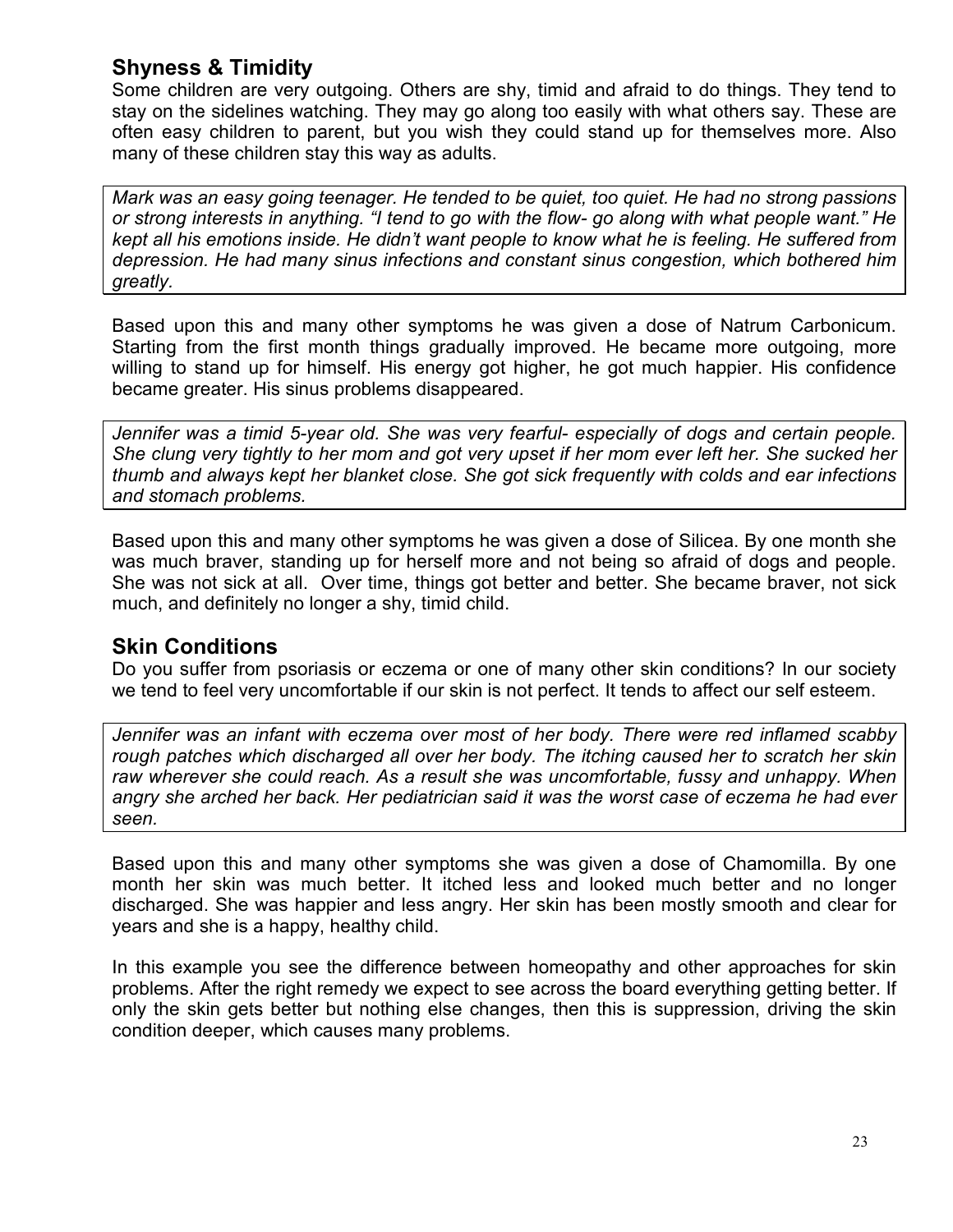## Shyness & Timidity

Some children are very outgoing. Others are shy, timid and afraid to do things. They tend to stay on the sidelines watching. They may go along too easily with what others say. These are often easy children to parent, but you wish they could stand up for themselves more. Also many of these children stay this way as adults.

*Mark was an easy going teenager. He tended to be quiet, too quiet. He had no strong passions or strong interests in anything. "I tend to go with the flow- go along with what people want." He kept all his emotions inside. He didn't want people to know what he is feeling. He suffered from depression. He had many sinus infections and constant sinus congestion, which bothered him greatly.*

Based upon this and many other symptoms he was given a dose of Natrum Carbonicum. Starting from the first month things gradually improved. He became more outgoing, more willing to stand up for himself. His energy got higher, he got much happier. His confidence became greater. His sinus problems disappeared.

*Jennifer was a timid 5-year old. She was very fearful- especially of dogs and certain people. She clung very tightly to her mom and got very upset if her mom ever left her. She sucked her thumb and always kept her blanket close. She got sick frequently with colds and ear infections and stomach problems.*

Based upon this and many other symptoms he was given a dose of Silicea. By one month she was much braver, standing up for herself more and not being so afraid of dogs and people. She was not sick at all. Over time, things got better and better. She became braver, not sick much, and definitely no longer a shy, timid child.

## Skin Conditions

Do you suffer from psoriasis or eczema or one of many other skin conditions? In our society we tend to feel very uncomfortable if our skin is not perfect. It tends to affect our self esteem.

*Jennifer was an infant with eczema over most of her body. There were red inflamed scabby rough patches which discharged all over her body. The itching caused her to scratch her skin raw wherever she could reach. As a result she was uncomfortable, fussy and unhappy. When angry she arched her back. Her pediatrician said it was the worst case of eczema he had ever seen.*

Based upon this and many other symptoms she was given a dose of Chamomilla. By one month her skin was much better. It itched less and looked much better and no longer discharged. She was happier and less angry. Her skin has been mostly smooth and clear for years and she is a happy, healthy child.

In this example you see the difference between homeopathy and other approaches for skin problems. After the right remedy we expect to see across the board everything getting better. If only the skin gets better but nothing else changes, then this is suppression, driving the skin condition deeper, which causes many problems.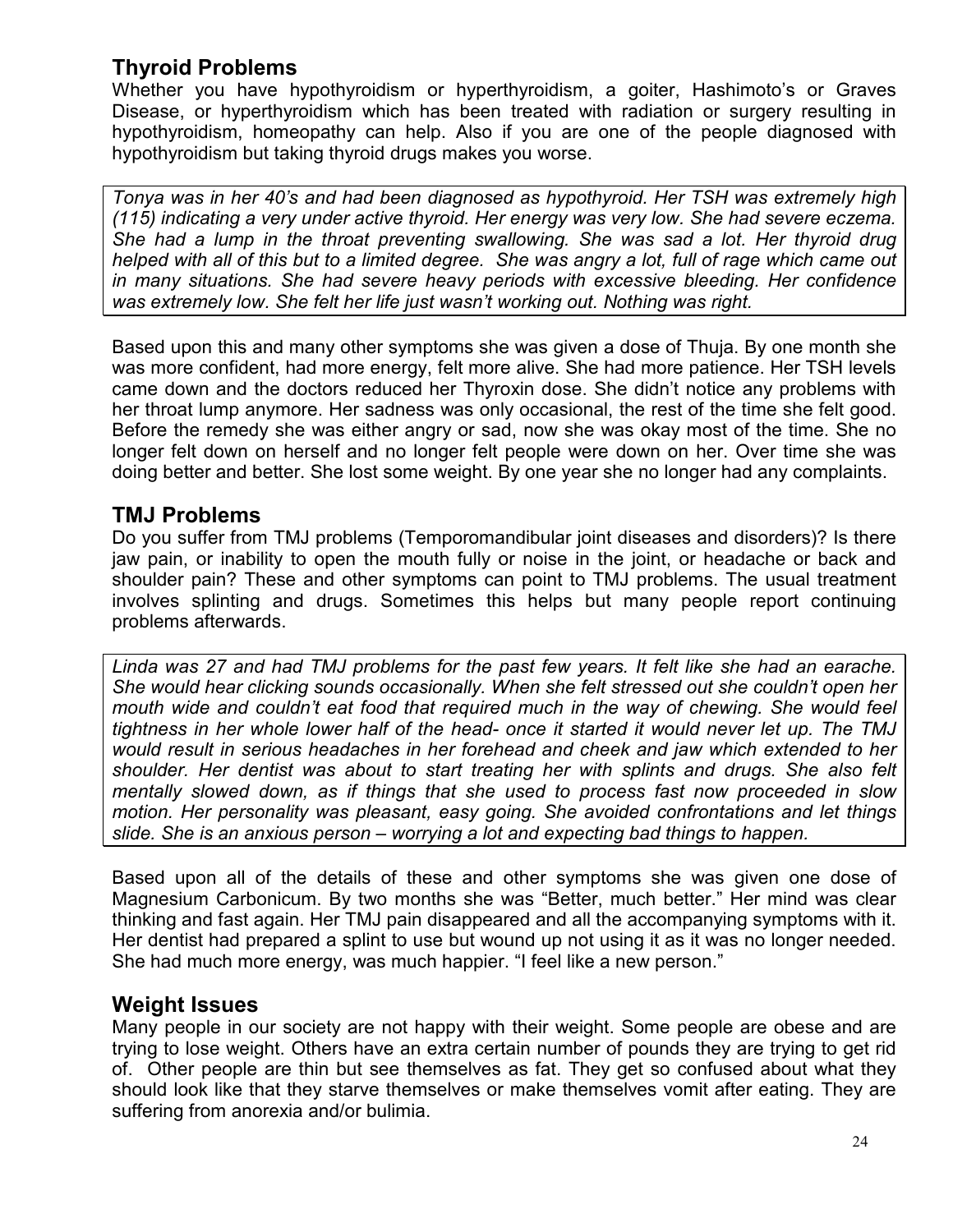## Thyroid Problems

Whether you have hypothyroidism or hyperthyroidism, a goiter, Hashimoto's or Graves Disease, or hyperthyroidism which has been treated with radiation or surgery resulting in hypothyroidism, homeopathy can help. Also if you are one of the people diagnosed with hypothyroidism but taking thyroid drugs makes you worse.

*Tonya was in her 40's and had been diagnosed as hypothyroid. Her TSH was extremely high (115) indicating a very under active thyroid. Her energy was very low. She had severe eczema. She had a lump in the throat preventing swallowing. She was sad a lot. Her thyroid drug helped with all of this but to a limited degree. She was angry a lot, full of rage which came out in many situations. She had severe heavy periods with excessive bleeding. Her confidence was extremely low. She felt her life just wasn't working out. Nothing was right.*

Based upon this and many other symptoms she was given a dose of Thuja. By one month she was more confident, had more energy, felt more alive. She had more patience. Her TSH levels came down and the doctors reduced her Thyroxin dose. She didn't notice any problems with her throat lump anymore. Her sadness was only occasional, the rest of the time she felt good. Before the remedy she was either angry or sad, now she was okay most of the time. She no longer felt down on herself and no longer felt people were down on her. Over time she was doing better and better. She lost some weight. By one year she no longer had any complaints.

## TMJ Problems

Do you suffer from TMJ problems (Temporomandibular joint diseases and disorders)? Is there jaw pain, or inability to open the mouth fully or noise in the joint, or headache or back and shoulder pain? These and other symptoms can point to TMJ problems. The usual treatment involves splinting and drugs. Sometimes this helps but many people report continuing problems afterwards.

*Linda was 27 and had TMJ problems for the past few years. It felt like she had an earache. She would hear clicking sounds occasionally. When she felt stressed out she couldn't open her mouth wide and couldn't eat food that required much in the way of chewing. She would feel tightness in her whole lower half of the head- once it started it would never let up. The TMJ would result in serious headaches in her forehead and cheek and jaw which extended to her shoulder. Her dentist was about to start treating her with splints and drugs. She also felt mentally slowed down, as if things that she used to process fast now proceeded in slow motion. Her personality was pleasant, easy going. She avoided confrontations and let things slide. She is an anxious person – worrying a lot and expecting bad things to happen.*

Based upon all of the details of these and other symptoms she was given one dose of Magnesium Carbonicum. By two months she was "Better, much better." Her mind was clear thinking and fast again. Her TMJ pain disappeared and all the accompanying symptoms with it. Her dentist had prepared a splint to use but wound up not using it as it was no longer needed. She had much more energy, was much happier. "I feel like a new person."

## Weight Issues

Many people in our society are not happy with their weight. Some people are obese and are trying to lose weight. Others have an extra certain number of pounds they are trying to get rid of. Other people are thin but see themselves as fat. They get so confused about what they should look like that they starve themselves or make themselves vomit after eating. They are suffering from anorexia and/or bulimia.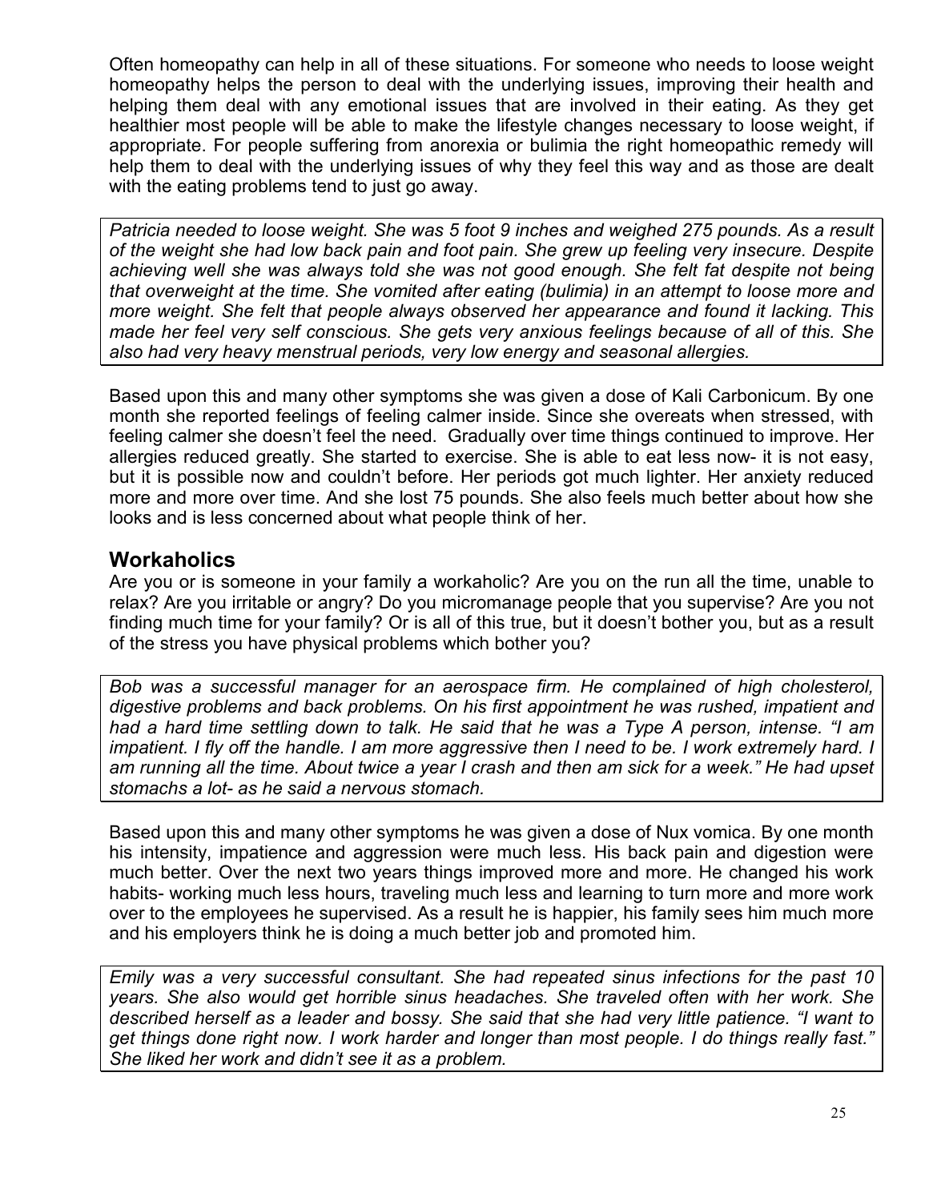Often homeopathy can help in all of these situations. For someone who needs to loose weight homeopathy helps the person to deal with the underlying issues, improving their health and helping them deal with any emotional issues that are involved in their eating. As they get healthier most people will be able to make the lifestyle changes necessary to loose weight, if appropriate. For people suffering from anorexia or bulimia the right homeopathic remedy will help them to deal with the underlying issues of why they feel this way and as those are dealt with the eating problems tend to just go away.

*Patricia needed to loose weight. She was 5 foot 9 inches and weighed 275 pounds. As a result of the weight she had low back pain and foot pain. She grew up feeling very insecure. Despite achieving well she was always told she was not good enough. She felt fat despite not being that overweight at the time. She vomited after eating (bulimia) in an attempt to loose more and more weight. She felt that people always observed her appearance and found it lacking. This made her feel very self conscious. She gets very anxious feelings because of all of this. She also had very heavy menstrual periods, very low energy and seasonal allergies.*

Based upon this and many other symptoms she was given a dose of Kali Carbonicum. By one month she reported feelings of feeling calmer inside. Since she overeats when stressed, with feeling calmer she doesn't feel the need. Gradually over time things continued to improve. Her allergies reduced greatly. She started to exercise. She is able to eat less now- it is not easy, but it is possible now and couldn't before. Her periods got much lighter. Her anxiety reduced more and more over time. And she lost 75 pounds. She also feels much better about how she looks and is less concerned about what people think of her.

## Workaholics

Are you or is someone in your family a workaholic? Are you on the run all the time, unable to relax? Are you irritable or angry? Do you micromanage people that you supervise? Are you not finding much time for your family? Or is all of this true, but it doesn't bother you, but as a result of the stress you have physical problems which bother you?

*Bob was a successful manager for an aerospace firm. He complained of high cholesterol, digestive problems and back problems. On his first appointment he was rushed, impatient and had a hard time settling down to talk. He said that he was a Type A person, intense. "I am impatient. I fly off the handle. I am more aggressive then I need to be. I work extremely hard. I am running all the time. About twice a year I crash and then am sick for a week." He had upset stomachs a lot- as he said a nervous stomach.*

Based upon this and many other symptoms he was given a dose of Nux vomica. By one month his intensity, impatience and aggression were much less. His back pain and digestion were much better. Over the next two years things improved more and more. He changed his work habits- working much less hours, traveling much less and learning to turn more and more work over to the employees he supervised. As a result he is happier, his family sees him much more and his employers think he is doing a much better job and promoted him.

*Emily was a very successful consultant. She had repeated sinus infections for the past 10 years. She also would get horrible sinus headaches. She traveled often with her work. She described herself as a leader and bossy. She said that she had very little patience. "I want to get things done right now. I work harder and longer than most people. I do things really fast." She liked her work and didn't see it as a problem.*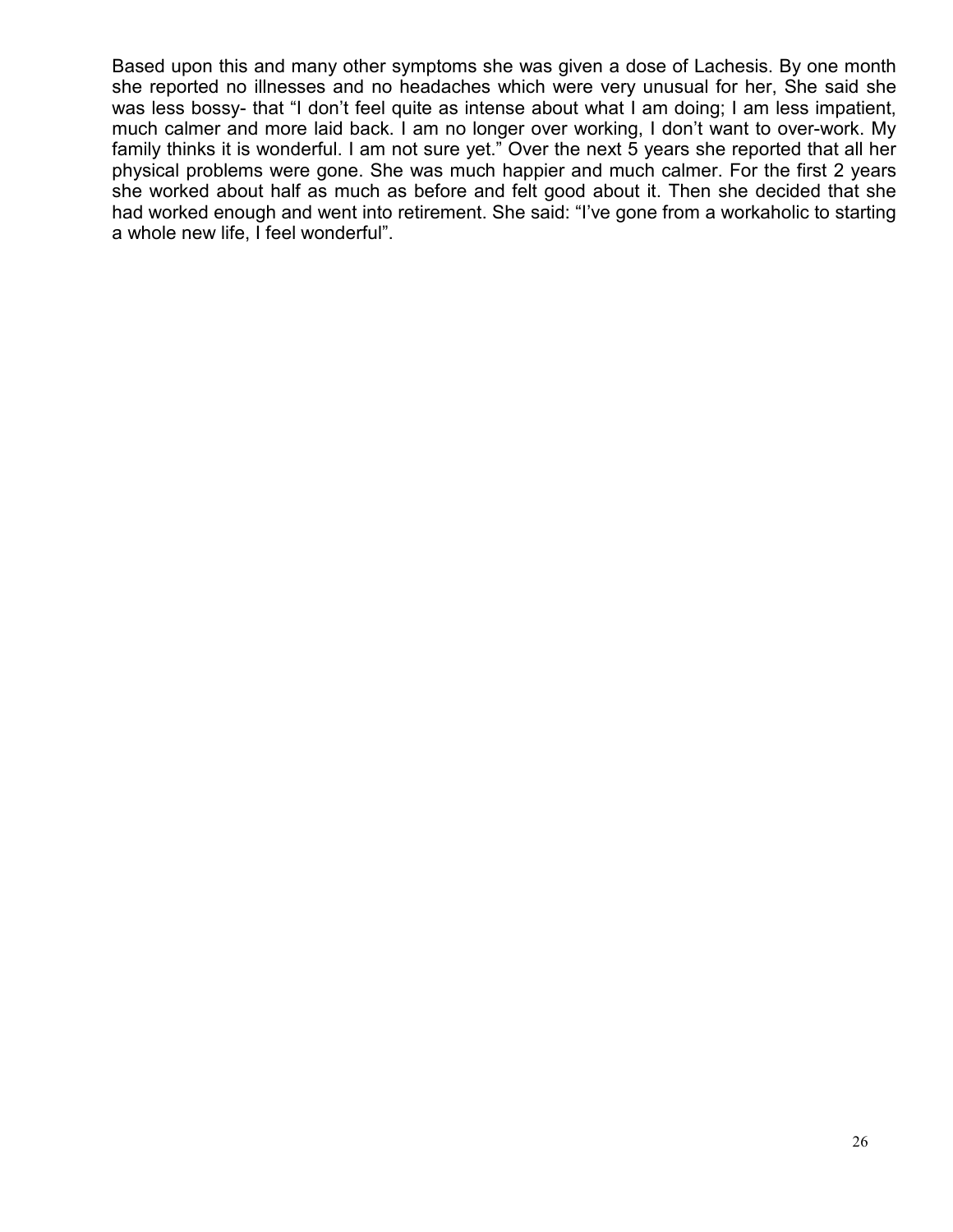Based upon this and many other symptoms she was given a dose of Lachesis. By one month she reported no illnesses and no headaches which were very unusual for her, She said she was less bossy- that "I don't feel quite as intense about what I am doing; I am less impatient, much calmer and more laid back. I am no longer over working, I don't want to over-work. My family thinks it is wonderful. I am not sure yet." Over the next 5 years she reported that all her physical problems were gone. She was much happier and much calmer. For the first 2 years she worked about half as much as before and felt good about it. Then she decided that she had worked enough and went into retirement. She said: "I've gone from a workaholic to starting a whole new life, I feel wonderful".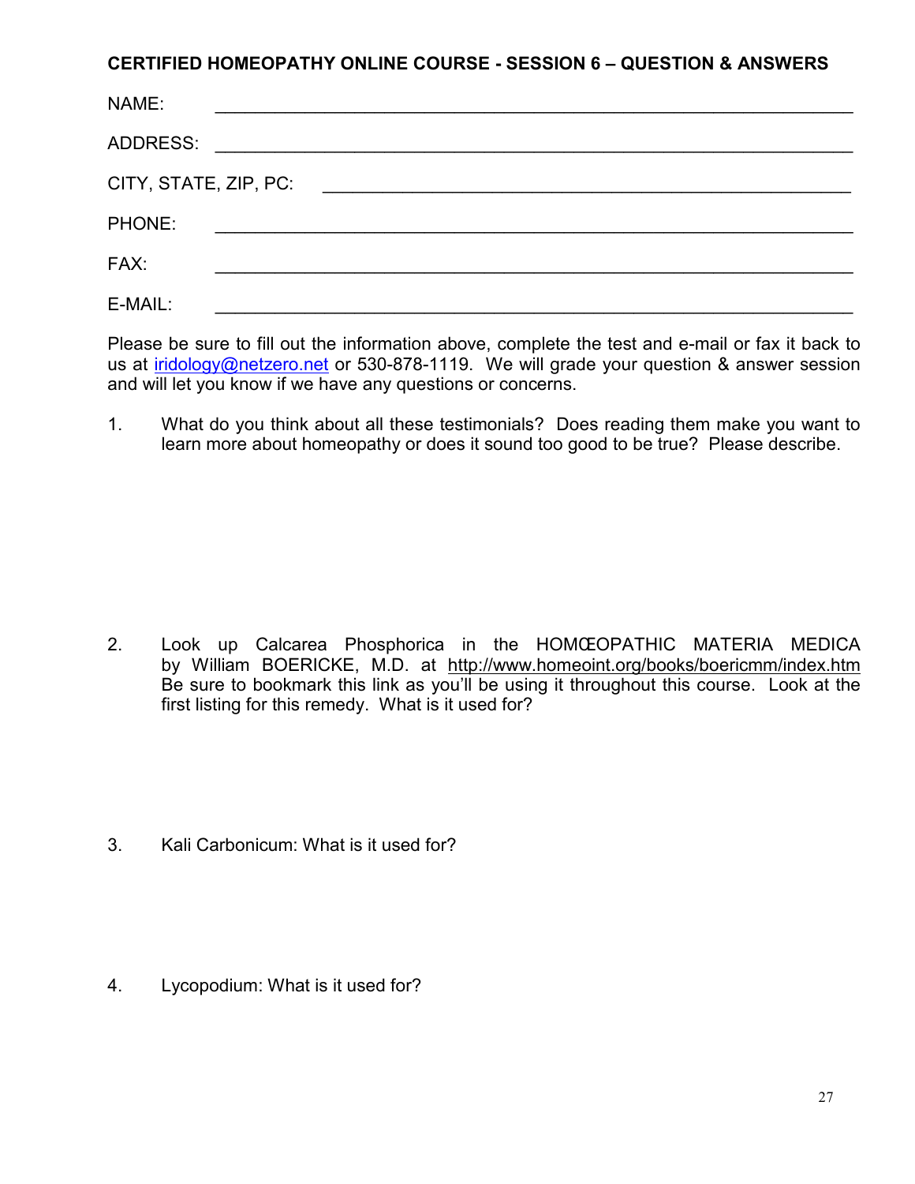**CERTIFIED HOMEOPATHY ONLINE COURSE - SESSION 6 – QUESTION & ANSWERS**

NAME: \_\_\_\_\_\_\_\_\_\_\_\_\_\_\_\_\_\_\_\_\_\_\_\_\_\_\_\_\_\_\_\_\_\_\_\_\_\_\_\_\_\_\_\_\_\_\_\_\_\_\_\_\_\_\_\_\_\_\_\_

ADDRESS: \_\_\_\_\_\_\_\_\_\_\_\_\_\_\_\_\_\_\_\_\_\_\_\_\_\_\_\_\_\_\_\_\_\_\_\_\_\_\_\_\_\_\_\_\_\_\_\_\_\_\_\_\_\_\_\_\_\_\_\_

CITY, STATE, ZIP, PC: \_\_\_\_\_\_\_\_\_\_\_\_\_\_\_\_\_\_\_\_\_\_\_\_\_\_\_\_\_\_\_\_\_\_\_\_\_\_\_\_\_\_\_\_\_\_\_\_\_\_

PHONE: \_\_\_\_\_\_\_\_\_\_\_\_\_\_\_\_\_\_\_\_\_\_\_\_\_\_\_\_\_\_\_\_\_\_\_\_\_\_\_\_\_\_\_\_\_\_\_\_\_\_\_\_\_\_\_\_\_\_\_\_

FAX: \_\_\_\_\_\_\_\_\_\_\_\_\_\_\_\_\_\_\_\_\_\_\_\_\_\_\_\_\_\_\_\_\_\_\_\_\_\_\_\_\_\_\_\_\_\_\_\_\_\_\_\_\_\_\_\_\_\_\_\_

E-MAIL: \_\_\_\_\_\_\_\_\_\_\_\_\_\_\_\_\_\_\_\_\_\_\_\_\_\_\_\_\_\_\_\_\_\_\_\_\_\_\_\_\_\_\_\_\_\_\_\_\_\_\_\_\_\_\_\_\_\_\_\_

Please be sure to fill out the information above, complete the test and e-mail or fax it back to us at iridology@netzero.net or 530-878-1119. We will grade your question & answer session and will let you know if we have any questions or concerns.

1. What do you think about all these testimonials? Does reading them make you want to learn more about homeopathy or does it sound too good to be true? Please describe.

2. Look up Calcarea Phosphorica in the HOMŒOPATHIC MATERIA MEDICA by William BOERICKE, M.D. at http://www.homeoint.org/books/boericmm/index.htm Be sure to bookmark this link as you'll be using it throughout this course. Look at the first listing for this remedy. What is it used for?

3. Kali Carbonicum: What is it used for?

4. Lycopodium: What is it used for?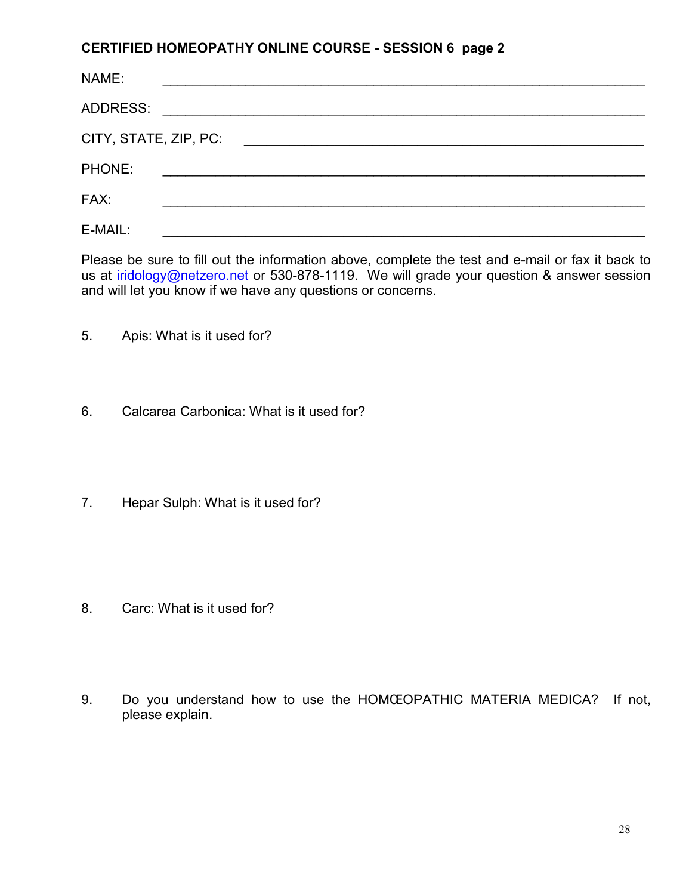**CERTIFIED HOMEOPATHY ONLINE COURSE - SESSION 6 page 2**

NAME: ____________________________________________________________

ADDRESS: ____________________________________________________________

CITY, STATE, ZIP, PC: ____________________________________________________________

PHONE: ____________________________________________________________

FAX: ____________________________________________________________

E-MAIL: ____________________________________________________________

Please be sure to fill out the information above, complete the test and e-mail or fax it back to us at iridology@netzero.net or 530-878-1119. We will grade your question & answer session and will let you know if we have any questions or concerns.

5. Apis: What is it used for?

6. Calcarea Carbonica: What is it used for?

7. Hepar Sulph: What is it used for?

8. Carc: What is it used for?

9. Do you understand how to use the HOMŒOPATHIC MATERIA MEDICA? If not, please explain.